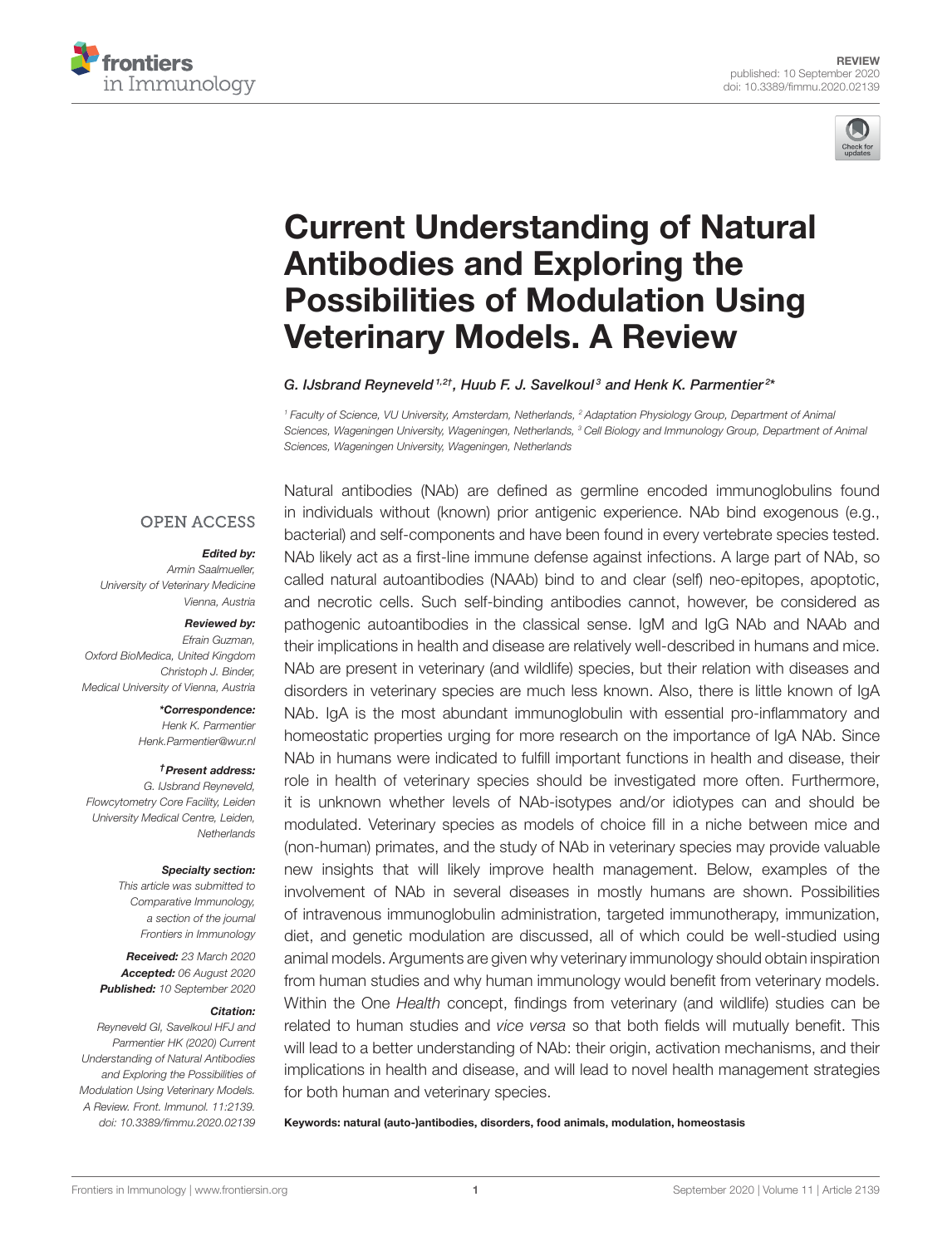REVIEW
published: 10 September 2020
doi: 10.3389/fimmu.2020.02139

# Current Understanding of Natural Antibodies and Exploring the Possibilities of Modulation Using Veterinary Models. A Review

G. IJsbrand Reyneveld[1,2†], Huub F. J. Savelkoul[3] and Henk K. Parmentier[2*]

[1] Faculty of Science, VU University, Amsterdam, Netherlands, [2] Adaptation Physiology Group, Department of Animal Sciences, Wageningen University, Wageningen, Netherlands, [3] Cell Biology and Immunology Group, Department of Animal Sciences, Wageningen University, Wageningen, Netherlands

OPEN ACCESS

***Edited by:***
*Armin Saalmueller,*
*University of Veterinary Medicine Vienna, Austria*

***Reviewed by:***
*Efrain Guzman,*
*Oxford BioMedica, United Kingdom*
*Christoph J. Binder,*
*Medical University of Vienna, Austria*

***\*Correspondence:***
*Henk K. Parmentier*
*Henk.Parmentier@wur.nl*

***†Present address:***
*G. IJsbrand Reyneveld,*
*Flowcytometry Core Facility, Leiden University Medical Centre, Leiden, Netherlands*

***Specialty section:***
*This article was submitted to Comparative Immunology, a section of the journal Frontiers in Immunology*

***Received:*** *23 March 2020*
***Accepted:*** *06 August 2020*
***Published:*** *10 September 2020*

***Citation:***
*Reyneveld GI, Savelkoul HFJ and Parmentier HK (2020) Current Understanding of Natural Antibodies and Exploring the Possibilities of Modulation Using Veterinary Models. A Review. Front. Immunol. 11:2139. doi: 10.3389/fimmu.2020.02139*

Natural antibodies (NAb) are defined as germline encoded immunoglobulins found in individuals without (known) prior antigenic experience. NAb bind exogenous (e.g., bacterial) and self-components and have been found in every vertebrate species tested. NAb likely act as a first-line immune defense against infections. A large part of NAb, so called natural autoantibodies (NAAb) bind to and clear (self) neo-epitopes, apoptotic, and necrotic cells. Such self-binding antibodies cannot, however, be considered as pathogenic autoantibodies in the classical sense. IgM and IgG NAb and NAAb and their implications in health and disease are relatively well-described in humans and mice. NAb are present in veterinary (and wildlife) species, but their relation with diseases and disorders in veterinary species are much less known. Also, there is little known of IgA NAb. IgA is the most abundant immunoglobulin with essential pro-inflammatory and homeostatic properties urging for more research on the importance of IgA NAb. Since NAb in humans were indicated to fulfill important functions in health and disease, their role in health of veterinary species should be investigated more often. Furthermore, it is unknown whether levels of NAb-isotypes and/or idiotypes can and should be modulated. Veterinary species as models of choice fill in a niche between mice and (non-human) primates, and the study of NAb in veterinary species may provide valuable new insights that will likely improve health management. Below, examples of the involvement of NAb in several diseases in mostly humans are shown. Possibilities of intravenous immunoglobulin administration, targeted immunotherapy, immunization, diet, and genetic modulation are discussed, all of which could be well-studied using animal models. Arguments are given why veterinary immunology should obtain inspiration from human studies and why human immunology would benefit from veterinary models. Within the One *Health* concept, findings from veterinary (and wildlife) studies can be related to human studies and *vice versa* so that both fields will mutually benefit. This will lead to a better understanding of NAb: their origin, activation mechanisms, and their implications in health and disease, and will lead to novel health management strategies for both human and veterinary species.

**Keywords: natural (auto-)antibodies, disorders, food animals, modulation, homeostasis**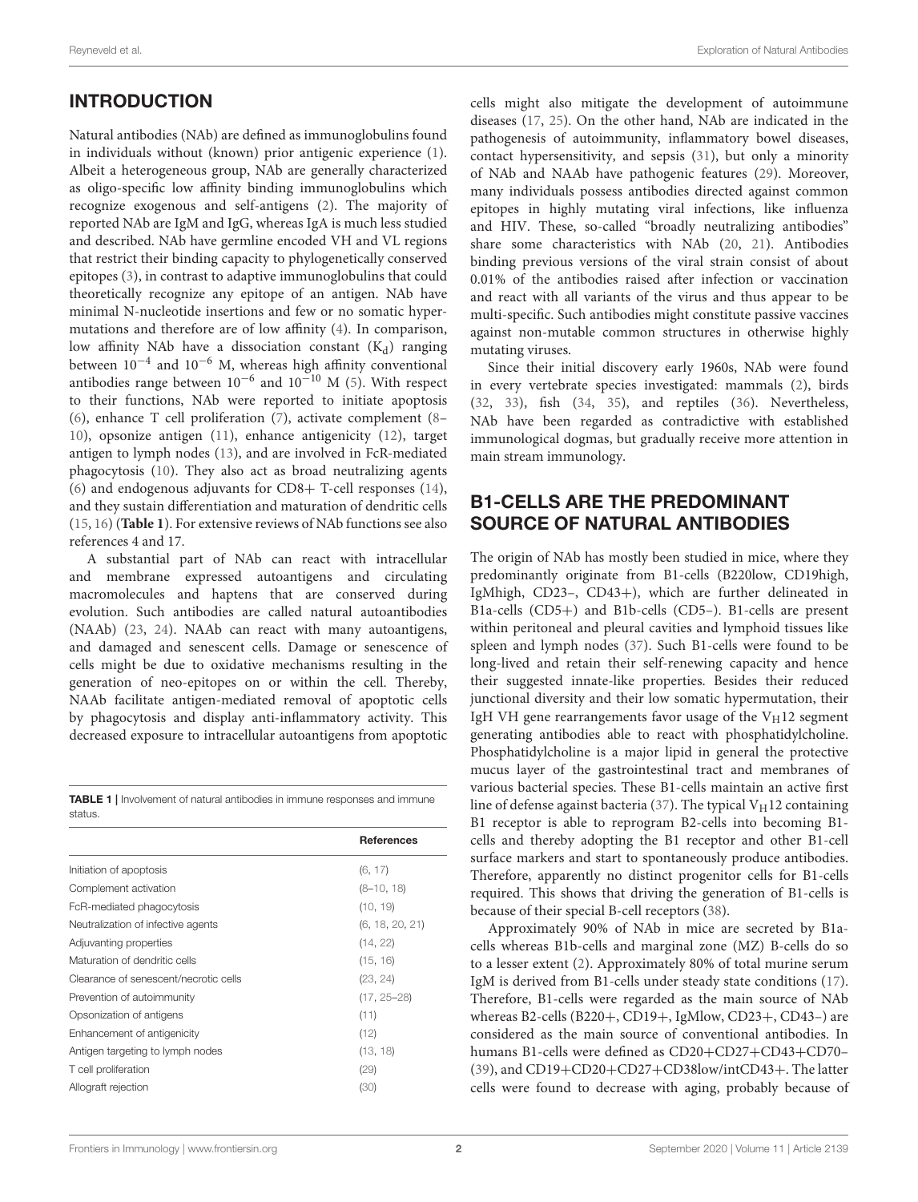## INTRODUCTION

Natural antibodies (NAb) are defined as immunoglobulins found in individuals without (known) prior antigenic experience (1). Albeit a heterogeneous group, NAb are generally characterized as oligo-specific low affinity binding immunoglobulins which recognize exogenous and self-antigens (2). The majority of reported NAb are IgM and IgG, whereas IgA is much less studied and described. NAb have germline encoded VH and VL regions that restrict their binding capacity to phylogenetically conserved epitopes (3), in contrast to adaptive immunoglobulins that could theoretically recognize any epitope of an antigen. NAb have minimal N-nucleotide insertions and few or no somatic hypermutations and therefore are of low affinity (4). In comparison, low affinity NAb have a dissociation constant ($K_d$) ranging between $10^{-4}$ and $10^{-6}$ M, whereas high affinity conventional antibodies range between $10^{-6}$ and $10^{-10}$ M (5). With respect to their functions, NAb were reported to initiate apoptosis (6), enhance T cell proliferation (7), activate complement (8–10), opsonize antigen (11), enhance antigenicity (12), target antigen to lymph nodes (13), and are involved in FcR-mediated phagocytosis (10). They also act as broad neutralizing agents (6) and endogenous adjuvants for CD8+ T-cell responses (14), and they sustain differentiation and maturation of dendritic cells (15, 16) (**Table 1**). For extensive reviews of NAb functions see also references 4 and 17.

A substantial part of NAb can react with intracellular and membrane expressed autoantigens and circulating macromolecules and haptens that are conserved during evolution. Such antibodies are called natural autoantibodies (NAAb) (23, 24). NAAb can react with many autoantigens, and damaged and senescent cells. Damage or senescence of cells might be due to oxidative mechanisms resulting in the generation of neo-epitopes on or within the cell. Thereby, NAAb facilitate antigen-mediated removal of apoptotic cells by phagocytosis and display anti-inflammatory activity. This decreased exposure to intracellular autoantigens from apoptotic cells might also mitigate the development of autoimmune diseases (17, 25). On the other hand, NAb are indicated in the pathogenesis of autoimmunity, inflammatory bowel diseases, contact hypersensitivity, and sepsis (31), but only a minority of NAb and NAAb have pathogenic features (29). Moreover, many individuals possess antibodies directed against common epitopes in highly mutating viral infections, like influenza and HIV. These, so-called "broadly neutralizing antibodies" share some characteristics with NAb (20, 21). Antibodies binding previous versions of the viral strain consist of about 0.01% of the antibodies raised after infection or vaccination and react with all variants of the virus and thus appear to be multi-specific. Such antibodies might constitute passive vaccines against non-mutable common structures in otherwise highly mutating viruses.

Since their initial discovery early 1960s, NAb were found in every vertebrate species investigated: mammals (2), birds (32, 33), fish (34, 35), and reptiles (36). Nevertheless, NAb have been regarded as contradictive with established immunological dogmas, but gradually receive more attention in main stream immunology.

**TABLE 1** | Involvement of natural antibodies in immune responses and immune status.

| | References |
|---|---|
| Initiation of apoptosis | (6, 17) |
| Complement activation | (8–10, 18) |
| FcR-mediated phagocytosis | (10, 19) |
| Neutralization of infective agents | (6, 18, 20, 21) |
| Adjuvanting properties | (14, 22) |
| Maturation of dendritic cells | (15, 16) |
| Clearance of senescent/necrotic cells | (23, 24) |
| Prevention of autoimmunity | (17, 25–28) |
| Opsonization of antigens | (11) |
| Enhancement of antigenicity | (12) |
| Antigen targeting to lymph nodes | (13, 18) |
| T cell proliferation | (29) |
| Allograft rejection | (30) |

## B1-CELLS ARE THE PREDOMINANT SOURCE OF NATURAL ANTIBODIES

The origin of NAb has mostly been studied in mice, where they predominantly originate from B1-cells (B220low, CD19high, IgMhigh, CD23–, CD43+), which are further delineated in B1a-cells (CD5+) and B1b-cells (CD5–). B1-cells are present within peritoneal and pleural cavities and lymphoid tissues like spleen and lymph nodes (37). Such B1-cells were found to be long-lived and retain their self-renewing capacity and hence their suggested innate-like properties. Besides their reduced junctional diversity and their low somatic hypermutation, their IgH VH gene rearrangements favor usage of the $V_H12$ segment generating antibodies able to react with phosphatidylcholine. Phosphatidylcholine is a major lipid in general the protective mucus layer of the gastrointestinal tract and membranes of various bacterial species. These B1-cells maintain an active first line of defense against bacteria (37). The typical $V_H12$ containing B1 receptor is able to reprogram B2-cells into becoming B1-cells and thereby adopting the B1 receptor and other B1-cell surface markers and start to spontaneously produce antibodies. Therefore, apparently no distinct progenitor cells for B1-cells required. This shows that driving the generation of B1-cells is because of their special B-cell receptors (38).

Approximately 90% of NAb in mice are secreted by B1a-cells whereas B1b-cells and marginal zone (MZ) B-cells do so to a lesser extent (2). Approximately 80% of total murine serum IgM is derived from B1-cells under steady state conditions (17). Therefore, B1-cells were regarded as the main source of NAb whereas B2-cells (B220+, CD19+, IgMlow, CD23+, CD43–) are considered as the main source of conventional antibodies. In humans B1-cells were defined as CD20+CD27+CD43+CD70– (39), and CD19+CD20+CD27+CD38low/intCD43+. The latter cells were found to decrease with aging, probably because of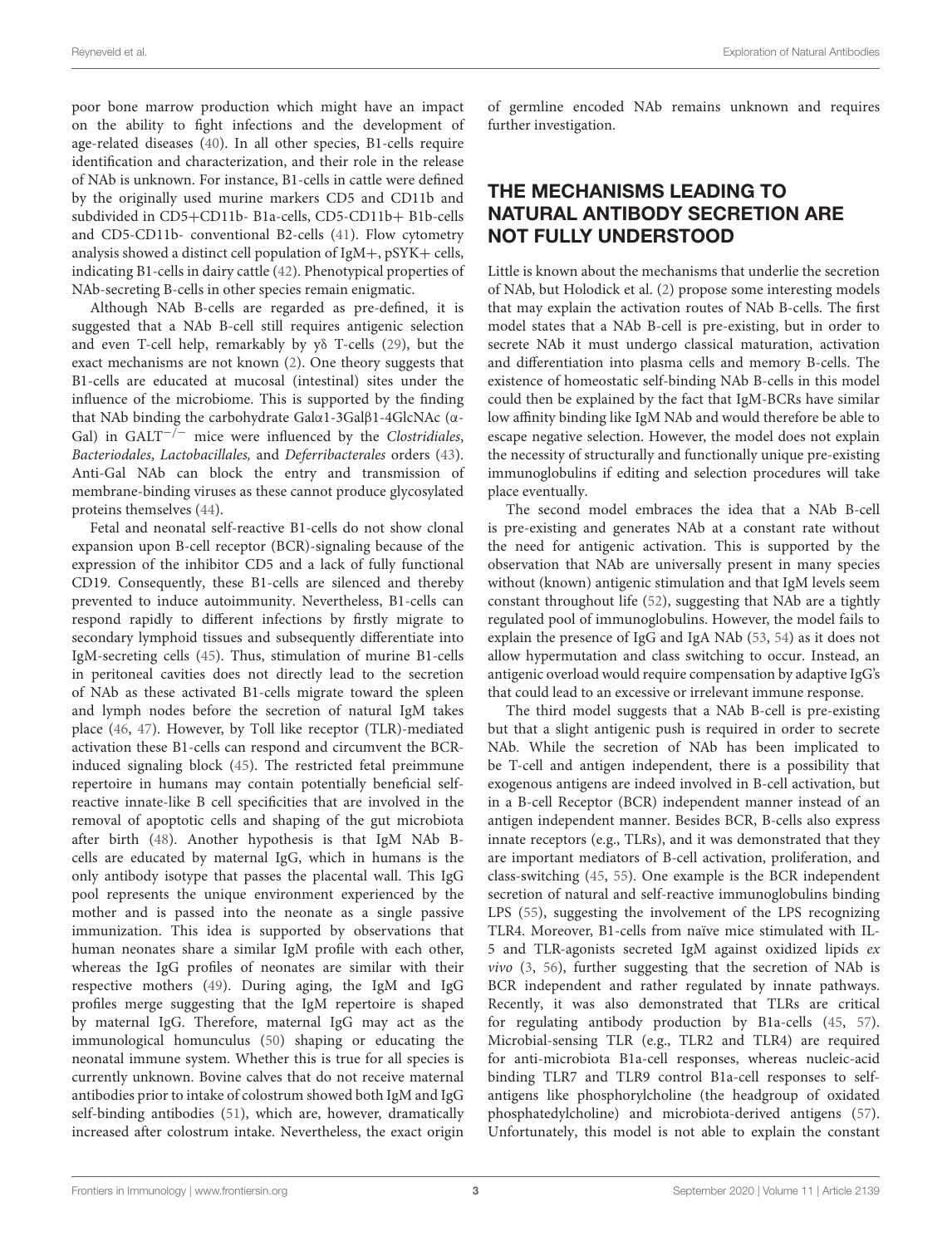poor bone marrow production which might have an impact on the ability to fight infections and the development of age-related diseases (40). In all other species, B1-cells require identification and characterization, and their role in the release of NAb is unknown. For instance, B1-cells in cattle were defined by the originally used murine markers CD5 and CD11b and subdivided in CD5+CD11b- B1a-cells, CD5-CD11b+ B1b-cells and CD5-CD11b- conventional B2-cells (41). Flow cytometry analysis showed a distinct cell population of IgM+, pSYK+ cells, indicating B1-cells in dairy cattle (42). Phenotypical properties of NAb-secreting B-cells in other species remain enigmatic.

Although NAb B-cells are regarded as pre-defined, it is suggested that a NAb B-cell still requires antigenic selection and even T-cell help, remarkably by γδ T-cells (29), but the exact mechanisms are not known (2). One theory suggests that B1-cells are educated at mucosal (intestinal) sites under the influence of the microbiome. This is supported by the finding that NAb binding the carbohydrate Galα1-3Galβ1-4GlcNAc (α-Gal) in $GALT^{-/-}$ mice were influenced by the *Clostridiales*, *Bacteriodales*, *Lactobacillales,* and *Deferribacterales* orders (43). Anti-Gal NAb can block the entry and transmission of membrane-binding viruses as these cannot produce glycosylated proteins themselves (44).

Fetal and neonatal self-reactive B1-cells do not show clonal expansion upon B-cell receptor (BCR)-signaling because of the expression of the inhibitor CD5 and a lack of fully functional CD19. Consequently, these B1-cells are silenced and thereby prevented to induce autoimmunity. Nevertheless, B1-cells can respond rapidly to different infections by firstly migrate to secondary lymphoid tissues and subsequently differentiate into IgM-secreting cells (45). Thus, stimulation of murine B1-cells in peritoneal cavities does not directly lead to the secretion of NAb as these activated B1-cells migrate toward the spleen and lymph nodes before the secretion of natural IgM takes place (46, 47). However, by Toll like receptor (TLR)-mediated activation these B1-cells can respond and circumvent the BCR-induced signaling block (45). The restricted fetal preimmune repertoire in humans may contain potentially beneficial self-reactive innate-like B cell specificities that are involved in the removal of apoptotic cells and shaping of the gut microbiota after birth (48). Another hypothesis is that IgM NAb B-cells are educated by maternal IgG, which in humans is the only antibody isotype that passes the placental wall. This IgG pool represents the unique environment experienced by the mother and is passed into the neonate as a single passive immunization. This idea is supported by observations that human neonates share a similar IgM profile with each other, whereas the IgG profiles of neonates are similar with their respective mothers (49). During aging, the IgM and IgG profiles merge suggesting that the IgM repertoire is shaped by maternal IgG. Therefore, maternal IgG may act as the immunological homunculus (50) shaping or educating the neonatal immune system. Whether this is true for all species is currently unknown. Bovine calves that do not receive maternal antibodies prior to intake of colostrum showed both IgM and IgG self-binding antibodies (51), which are, however, dramatically increased after colostrum intake. Nevertheless, the exact origin of germline encoded NAb remains unknown and requires further investigation.

## THE MECHANISMS LEADING TO NATURAL ANTIBODY SECRETION ARE NOT FULLY UNDERSTOOD

Little is known about the mechanisms that underlie the secretion of NAb, but Holodick et al. (2) propose some interesting models that may explain the activation routes of NAb B-cells. The first model states that a NAb B-cell is pre-existing, but in order to secrete NAb it must undergo classical maturation, activation and differentiation into plasma cells and memory B-cells. The existence of homeostatic self-binding NAb B-cells in this model could then be explained by the fact that IgM-BCRs have similar low affinity binding like IgM NAb and would therefore be able to escape negative selection. However, the model does not explain the necessity of structurally and functionally unique pre-existing immunoglobulins if editing and selection procedures will take place eventually.

The second model embraces the idea that a NAb B-cell is pre-existing and generates NAb at a constant rate without the need for antigenic activation. This is supported by the observation that NAb are universally present in many species without (known) antigenic stimulation and that IgM levels seem constant throughout life (52), suggesting that NAb are a tightly regulated pool of immunoglobulins. However, the model fails to explain the presence of IgG and IgA NAb (53, 54) as it does not allow hypermutation and class switching to occur. Instead, an antigenic overload would require compensation by adaptive IgG's that could lead to an excessive or irrelevant immune response.

The third model suggests that a NAb B-cell is pre-existing but that a slight antigenic push is required in order to secrete NAb. While the secretion of NAb has been implicated to be T-cell and antigen independent, there is a possibility that exogenous antigens are indeed involved in B-cell activation, but in a B-cell Receptor (BCR) independent manner instead of an antigen independent manner. Besides BCR, B-cells also express innate receptors (e.g., TLRs), and it was demonstrated that they are important mediators of B-cell activation, proliferation, and class-switching (45, 55). One example is the BCR independent secretion of natural and self-reactive immunoglobulins binding LPS (55), suggesting the involvement of the LPS recognizing TLR4. Moreover, B1-cells from naïve mice stimulated with IL-5 and TLR-agonists secreted IgM against oxidized lipids *ex vivo* (3, 56), further suggesting that the secretion of NAb is BCR independent and rather regulated by innate pathways. Recently, it was also demonstrated that TLRs are critical for regulating antibody production by B1a-cells (45, 57). Microbial-sensing TLR (e.g., TLR2 and TLR4) are required for anti-microbiota B1a-cell responses, whereas nucleic-acid binding TLR7 and TLR9 control B1a-cell responses to self-antigens like phosphorylcholine (the headgroup of oxidated phosphatedylcholine) and microbiota-derived antigens (57). Unfortunately, this model is not able to explain the constant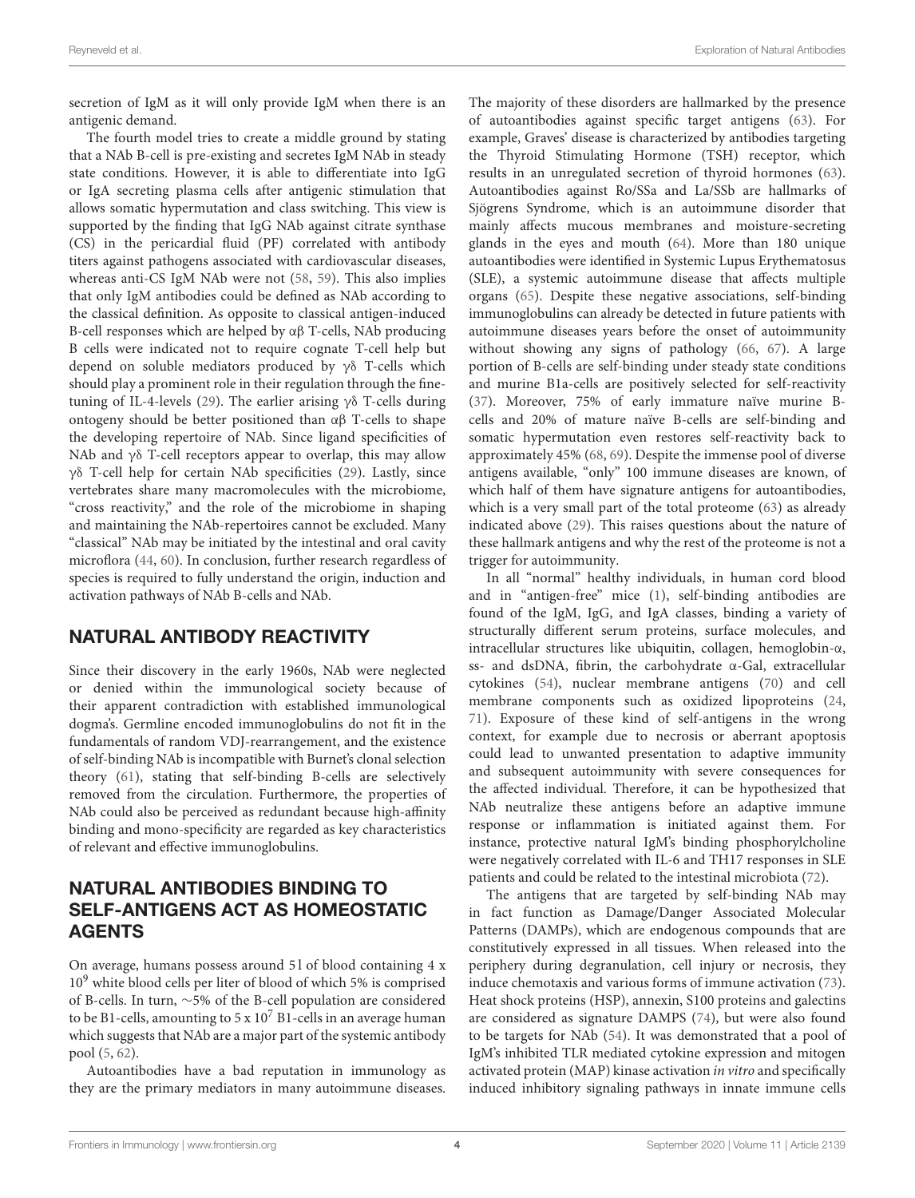secretion of IgM as it will only provide IgM when there is an antigenic demand.

The fourth model tries to create a middle ground by stating that a NAb B-cell is pre-existing and secretes IgM NAb in steady state conditions. However, it is able to differentiate into IgG or IgA secreting plasma cells after antigenic stimulation that allows somatic hypermutation and class switching. This view is supported by the finding that IgG NAb against citrate synthase (CS) in the pericardial fluid (PF) correlated with antibody titers against pathogens associated with cardiovascular diseases, whereas anti-CS IgM NAb were not (58, 59). This also implies that only IgM antibodies could be defined as NAb according to the classical definition. As opposite to classical antigen-induced B-cell responses which are helped by αβ T-cells, NAb producing B cells were indicated not to require cognate T-cell help but depend on soluble mediators produced by γδ T-cells which should play a prominent role in their regulation through the fine-tuning of IL-4-levels (29). The earlier arising γδ T-cells during ontogeny should be better positioned than αβ T-cells to shape the developing repertoire of NAb. Since ligand specificities of NAb and γδ T-cell receptors appear to overlap, this may allow γδ T-cell help for certain NAb specificities (29). Lastly, since vertebrates share many macromolecules with the microbiome, "cross reactivity," and the role of the microbiome in shaping and maintaining the NAb-repertoires cannot be excluded. Many "classical" NAb may be initiated by the intestinal and oral cavity microflora (44, 60). In conclusion, further research regardless of species is required to fully understand the origin, induction and activation pathways of NAb B-cells and NAb.

## NATURAL ANTIBODY REACTIVITY

Since their discovery in the early 1960s, NAb were neglected or denied within the immunological society because of their apparent contradiction with established immunological dogma's. Germline encoded immunoglobulins do not fit in the fundamentals of random VDJ-rearrangement, and the existence of self-binding NAb is incompatible with Burnet's clonal selection theory (61), stating that self-binding B-cells are selectively removed from the circulation. Furthermore, the properties of NAb could also be perceived as redundant because high-affinity binding and mono-specificity are regarded as key characteristics of relevant and effective immunoglobulins.

## NATURAL ANTIBODIES BINDING TO SELF-ANTIGENS ACT AS HOMEOSTATIC AGENTS

On average, humans possess around 5 l of blood containing 4 x $10^9$ white blood cells per liter of blood of which 5% is comprised of B-cells. In turn, ∼5% of the B-cell population are considered to be B1-cells, amounting to 5 x $10^7$ B1-cells in an average human which suggests that NAb are a major part of the systemic antibody pool (5, 62).

Autoantibodies have a bad reputation in immunology as they are the primary mediators in many autoimmune diseases. The majority of these disorders are hallmarked by the presence of autoantibodies against specific target antigens (63). For example, Graves' disease is characterized by antibodies targeting the Thyroid Stimulating Hormone (TSH) receptor, which results in an unregulated secretion of thyroid hormones (63). Autoantibodies against Ro/SSa and La/SSb are hallmarks of Sjögrens Syndrome, which is an autoimmune disorder that mainly affects mucous membranes and moisture-secreting glands in the eyes and mouth (64). More than 180 unique autoantibodies were identified in Systemic Lupus Erythematosus (SLE), a systemic autoimmune disease that affects multiple organs (65). Despite these negative associations, self-binding immunoglobulins can already be detected in future patients with autoimmune diseases years before the onset of autoimmunity without showing any signs of pathology (66, 67). A large portion of B-cells are self-binding under steady state conditions and murine B1a-cells are positively selected for self-reactivity (37). Moreover, 75% of early immature naïve murine B-cells and 20% of mature naïve B-cells are self-binding and somatic hypermutation even restores self-reactivity back to approximately 45% (68, 69). Despite the immense pool of diverse antigens available, "only" 100 immune diseases are known, of which half of them have signature antigens for autoantibodies, which is a very small part of the total proteome (63) as already indicated above (29). This raises questions about the nature of these hallmark antigens and why the rest of the proteome is not a trigger for autoimmunity.

In all "normal" healthy individuals, in human cord blood and in "antigen-free" mice (1), self-binding antibodies are found of the IgM, IgG, and IgA classes, binding a variety of structurally different serum proteins, surface molecules, and intracellular structures like ubiquitin, collagen, hemoglobin-α, ss- and dsDNA, fibrin, the carbohydrate α-Gal, extracellular cytokines (54), nuclear membrane antigens (70) and cell membrane components such as oxidized lipoproteins (24, 71). Exposure of these kind of self-antigens in the wrong context, for example due to necrosis or aberrant apoptosis could lead to unwanted presentation to adaptive immunity and subsequent autoimmunity with severe consequences for the affected individual. Therefore, it can be hypothesized that NAb neutralize these antigens before an adaptive immune response or inflammation is initiated against them. For instance, protective natural IgM's binding phosphorylcholine were negatively correlated with IL-6 and TH17 responses in SLE patients and could be related to the intestinal microbiota (72).

The antigens that are targeted by self-binding NAb may in fact function as Damage/Danger Associated Molecular Patterns (DAMPs), which are endogenous compounds that are constitutively expressed in all tissues. When released into the periphery during degranulation, cell injury or necrosis, they induce chemotaxis and various forms of immune activation (73). Heat shock proteins (HSP), annexin, S100 proteins and galectins are considered as signature DAMPS (74), but were also found to be targets for NAb (54). It was demonstrated that a pool of IgM's inhibited TLR mediated cytokine expression and mitogen activated protein (MAP) kinase activation *in vitro* and specifically induced inhibitory signaling pathways in innate immune cells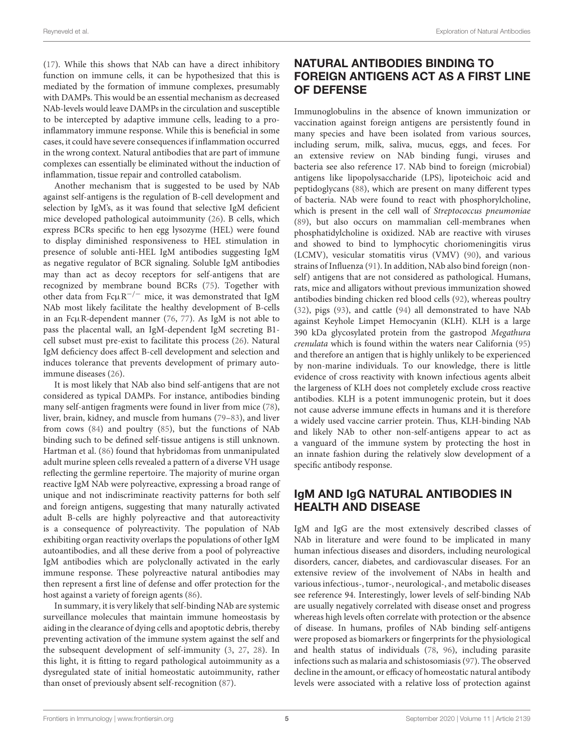(17). While this shows that NAb can have a direct inhibitory function on immune cells, it can be hypothesized that this is mediated by the formation of immune complexes, presumably with DAMPs. This would be an essential mechanism as decreased NAb-levels would leave DAMPs in the circulation and susceptible to be intercepted by adaptive immune cells, leading to a pro-inflammatory immune response. While this is beneficial in some cases, it could have severe consequences if inflammation occurred in the wrong context. Natural antibodies that are part of immune complexes can essentially be eliminated without the induction of inflammation, tissue repair and controlled catabolism.

Another mechanism that is suggested to be used by NAb against self-antigens is the regulation of B-cell development and selection by IgM's, as it was found that selective IgM deficient mice developed pathological autoimmunity (26). B cells, which express BCRs specific to hen egg lysozyme (HEL) were found to display diminished responsiveness to HEL stimulation in presence of soluble anti-HEL IgM antibodies suggesting IgM as negative regulator of BCR signaling. Soluble IgM antibodies may than act as decoy receptors for self-antigens that are recognized by membrane bound BCRs (75). Together with other data from Fcμ$R^{-/-}$ mice, it was demonstrated that IgM NAb most likely facilitate the healthy development of B-cells in an FcμR-dependent manner (76, 77). As IgM is not able to pass the placental wall, an IgM-dependent IgM secreting B1-cell subset must pre-exist to facilitate this process (26). Natural IgM deficiency does affect B-cell development and selection and induces tolerance that prevents development of primary autoimmune diseases (26).

It is most likely that NAb also bind self-antigens that are not considered as typical DAMPs. For instance, antibodies binding many self-antigen fragments were found in liver from mice (78), liver, brain, kidney, and muscle from humans (79–83), and liver from cows (84) and poultry (85), but the functions of NAb binding such to be defined self-tissue antigens is still unknown. Hartman et al. (86) found that hybridomas from unmanipulated adult murine spleen cells revealed a pattern of a diverse VH usage reflecting the germline repertoire. The majority of murine organ reactive IgM NAb were polyreactive, expressing a broad range of unique and not indiscriminate reactivity patterns for both self and foreign antigens, suggesting that many naturally activated adult B-cells are highly polyreactive and that autoreactivity is a consequence of polyreactivity. The population of NAb exhibiting organ reactivity overlaps the populations of other IgM autoantibodies, and all these derive from a pool of polyreactive IgM antibodies which are polyclonally activated in the early immune response. These polyreactive natural antibodies may then represent a first line of defense and offer protection for the host against a variety of foreign agents (86).

In summary, it is very likely that self-binding NAb are systemic surveillance molecules that maintain immune homeostasis by aiding in the clearance of dying cells and apoptotic debris, thereby preventing activation of the immune system against the self and the subsequent development of self-immunity (3, 27, 28). In this light, it is fitting to regard pathological autoimmunity as a dysregulated state of initial homeostatic autoimmunity, rather than onset of previously absent self-recognition (87).

## NATURAL ANTIBODIES BINDING TO FOREIGN ANTIGENS ACT AS A FIRST LINE OF DEFENSE

Immunoglobulins in the absence of known immunization or vaccination against foreign antigens are persistently found in many species and have been isolated from various sources, including serum, milk, saliva, mucus, eggs, and feces. For an extensive review on NAb binding fungi, viruses and bacteria see also reference 17. NAb bind to foreign (microbial) antigens like lipopolysaccharide (LPS), lipoteichoic acid and peptidoglycans (88), which are present on many different types of bacteria. NAb were found to react with phosphorylcholine, which is present in the cell wall of *Streptococcus pneumoniae* (89), but also occurs on mammalian cell-membranes when phosphatidylcholine is oxidized. NAb are reactive with viruses and showed to bind to lymphocytic choriomeningitis virus (LCMV), vesicular stomatitis virus (VMV) (90), and various strains of Influenza (91). In addition, NAb also bind foreign (non-self) antigens that are not considered as pathological. Humans, rats, mice and alligators without previous immunization showed antibodies binding chicken red blood cells (92), whereas poultry (32), pigs (93), and cattle (94) all demonstrated to have NAb against Keyhole Limpet Hemocyanin (KLH). KLH is a large 390 kDa glycosylated protein from the gastropod *Megathura crenulata* which is found within the waters near California (95) and therefore an antigen that is highly unlikely to be experienced by non-marine individuals. To our knowledge, there is little evidence of cross reactivity with known infectious agents albeit the largeness of KLH does not completely exclude cross reactive antibodies. KLH is a potent immunogenic protein, but it does not cause adverse immune effects in humans and it is therefore a widely used vaccine carrier protein. Thus, KLH-binding NAb and likely NAb to other non-self-antigens appear to act as a vanguard of the immune system by protecting the host in an innate fashion during the relatively slow development of a specific antibody response.

## IgM AND IgG NATURAL ANTIBODIES IN HEALTH AND DISEASE

IgM and IgG are the most extensively described classes of NAb in literature and were found to be implicated in many human infectious diseases and disorders, including neurological disorders, cancer, diabetes, and cardiovascular diseases. For an extensive review of the involvement of NAbs in health and various infectious-, tumor-, neurological-, and metabolic diseases see reference 94. Interestingly, lower levels of self-binding NAb are usually negatively correlated with disease onset and progress whereas high levels often correlate with protection or the absence of disease. In humans, profiles of NAb binding self-antigens were proposed as biomarkers or fingerprints for the physiological and health status of individuals (78, 96), including parasite infections such as malaria and schistosomiasis (97). The observed decline in the amount, or efficacy of homeostatic natural antibody levels were associated with a relative loss of protection against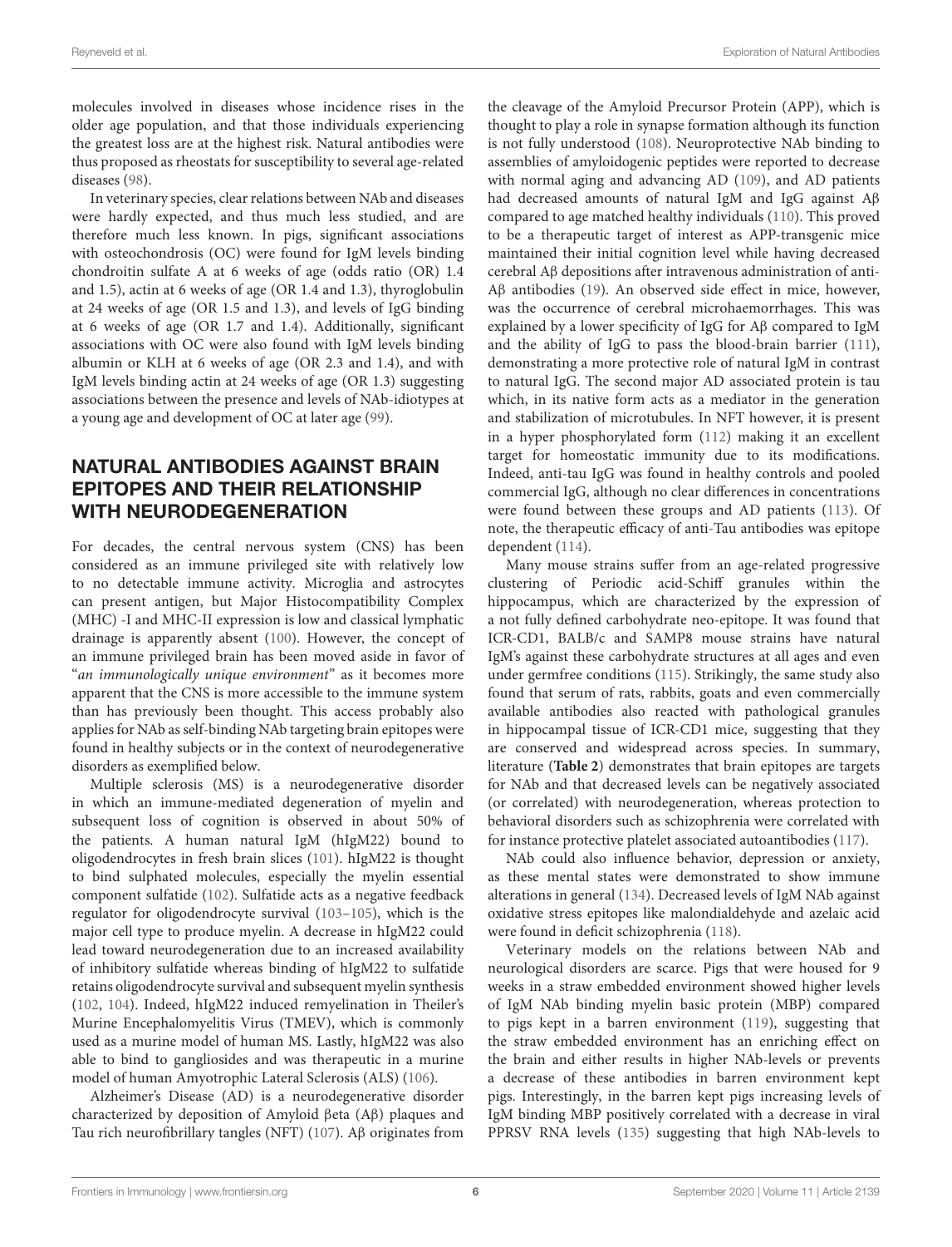molecules involved in diseases whose incidence rises in the older age population, and that those individuals experiencing the greatest loss are at the highest risk. Natural antibodies were thus proposed as rheostats for susceptibility to several age-related diseases (98).

In veterinary species, clear relations between NAb and diseases were hardly expected, and thus much less studied, and are therefore much less known. In pigs, significant associations with osteochondrosis (OC) were found for IgM levels binding chondroitin sulfate A at 6 weeks of age (odds ratio (OR) 1.4 and 1.5), actin at 6 weeks of age (OR 1.4 and 1.3), thyroglobulin at 24 weeks of age (OR 1.5 and 1.3), and levels of IgG binding at 6 weeks of age (OR 1.7 and 1.4). Additionally, significant associations with OC were also found with IgM levels binding albumin or KLH at 6 weeks of age (OR 2.3 and 1.4), and with IgM levels binding actin at 24 weeks of age (OR 1.3) suggesting associations between the presence and levels of NAb-idiotypes at a young age and development of OC at later age (99).

## NATURAL ANTIBODIES AGAINST BRAIN EPITOPES AND THEIR RELATIONSHIP WITH NEURODEGENERATION

For decades, the central nervous system (CNS) has been considered as an immune privileged site with relatively low to no detectable immune activity. Microglia and astrocytes can present antigen, but Major Histocompatibility Complex (MHC) -I and MHC-II expression is low and classical lymphatic drainage is apparently absent (100). However, the concept of an immune privileged brain has been moved aside in favor of "*an immunologically unique environment*" as it becomes more apparent that the CNS is more accessible to the immune system than has previously been thought. This access probably also applies for NAb as self-binding NAb targeting brain epitopes were found in healthy subjects or in the context of neurodegenerative disorders as exemplified below.

Multiple sclerosis (MS) is a neurodegenerative disorder in which an immune-mediated degeneration of myelin and subsequent loss of cognition is observed in about 50% of the patients. A human natural IgM (hIgM22) bound to oligodendrocytes in fresh brain slices (101). hIgM22 is thought to bind sulphated molecules, especially the myelin essential component sulfatide (102). Sulfatide acts as a negative feedback regulator for oligodendrocyte survival (103–105), which is the major cell type to produce myelin. A decrease in hIgM22 could lead toward neurodegeneration due to an increased availability of inhibitory sulfatide whereas binding of hIgM22 to sulfatide retains oligodendrocyte survival and subsequent myelin synthesis (102, 104). Indeed, hIgM22 induced remyelination in Theiler's Murine Encephalomyelitis Virus (TMEV), which is commonly used as a murine model of human MS. Lastly, hIgM22 was also able to bind to gangliosides and was therapeutic in a murine model of human Amyotrophic Lateral Sclerosis (ALS) (106).

Alzheimer's Disease (AD) is a neurodegenerative disorder characterized by deposition of Amyloid βeta (Aβ) plaques and Tau rich neurofibrillary tangles (NFT) (107). Aβ originates from the cleavage of the Amyloid Precursor Protein (APP), which is thought to play a role in synapse formation although its function is not fully understood (108). Neuroprotective NAb binding to assemblies of amyloidogenic peptides were reported to decrease with normal aging and advancing AD (109), and AD patients had decreased amounts of natural IgM and IgG against Aβ compared to age matched healthy individuals (110). This proved to be a therapeutic target of interest as APP-transgenic mice maintained their initial cognition level while having decreased cerebral Aβ depositions after intravenous administration of anti-Aβ antibodies (19). An observed side effect in mice, however, was the occurrence of cerebral microhaemorrhages. This was explained by a lower specificity of IgG for Aβ compared to IgM and the ability of IgG to pass the blood-brain barrier (111), demonstrating a more protective role of natural IgM in contrast to natural IgG. The second major AD associated protein is tau which, in its native form acts as a mediator in the generation and stabilization of microtubules. In NFT however, it is present in a hyper phosphorylated form (112) making it an excellent target for homeostatic immunity due to its modifications. Indeed, anti-tau IgG was found in healthy controls and pooled commercial IgG, although no clear differences in concentrations were found between these groups and AD patients (113). Of note, the therapeutic efficacy of anti-Tau antibodies was epitope dependent (114).

Many mouse strains suffer from an age-related progressive clustering of Periodic acid-Schiff granules within the hippocampus, which are characterized by the expression of a not fully defined carbohydrate neo-epitope. It was found that ICR-CD1, BALB/c and SAMP8 mouse strains have natural IgM's against these carbohydrate structures at all ages and even under germfree conditions (115). Strikingly, the same study also found that serum of rats, rabbits, goats and even commercially available antibodies also reacted with pathological granules in hippocampal tissue of ICR-CD1 mice, suggesting that they are conserved and widespread across species. In summary, literature (**Table 2**) demonstrates that brain epitopes are targets for NAb and that decreased levels can be negatively associated (or correlated) with neurodegeneration, whereas protection to behavioral disorders such as schizophrenia were correlated with for instance protective platelet associated autoantibodies (117).

NAb could also influence behavior, depression or anxiety, as these mental states were demonstrated to show immune alterations in general (134). Decreased levels of IgM NAb against oxidative stress epitopes like malondialdehyde and azelaic acid were found in deficit schizophrenia (118).

Veterinary models on the relations between NAb and neurological disorders are scarce. Pigs that were housed for 9 weeks in a straw embedded environment showed higher levels of IgM NAb binding myelin basic protein (MBP) compared to pigs kept in a barren environment (119), suggesting that the straw embedded environment has an enriching effect on the brain and either results in higher NAb-levels or prevents a decrease of these antibodies in barren environment kept pigs. Interestingly, in the barren kept pigs increasing levels of IgM binding MBP positively correlated with a decrease in viral PPRSV RNA levels (135) suggesting that high NAb-levels to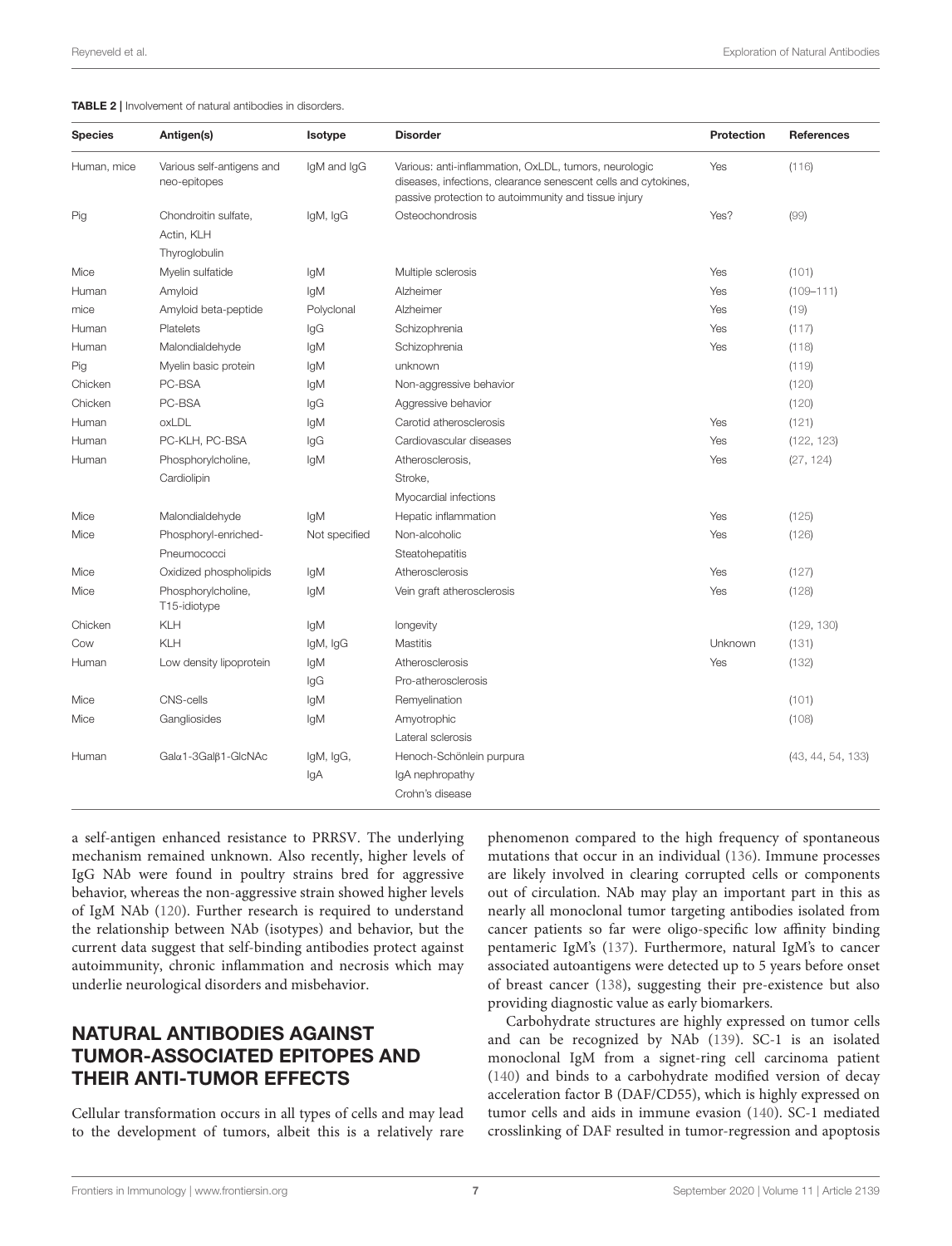**TABLE 2** | Involvement of natural antibodies in disorders.

| Species | Antigen(s) | Isotype | Disorder | Protection | References |
|---|---|---|---|---|---|
| Human, mice | Various self-antigens and neo-epitopes | IgM and IgG | Various: anti-inflammation, OxLDL, tumors, neurologic diseases, infections, clearance senescent cells and cytokines, passive protection to autoimmunity and tissue injury | Yes | (116) |
| Pig | Chondroitin sulfate, Actin, KLH Thyroglobulin | IgM, IgG | Osteochondrosis | Yes? | (99) |
| Mice | Myelin sulfatide | IgM | Multiple sclerosis | Yes | (101) |
| Human | Amyloid | IgM | Alzheimer | Yes | (109–111) |
| mice | Amyloid beta-peptide | Polyclonal | Alzheimer | Yes | (19) |
| Human | Platelets | IgG | Schizophrenia | Yes | (117) |
| Human | Malondialdehyde | IgM | Schizophrenia | Yes | (118) |
| Pig | Myelin basic protein | IgM | unknown | | (119) |
| Chicken | PC-BSA | IgM | Non-aggressive behavior | | (120) |
| Chicken | PC-BSA | IgG | Aggressive behavior | | (120) |
| Human | oxLDL | IgM | Carotid atherosclerosis | Yes | (121) |
| Human | PC-KLH, PC-BSA | IgG | Cardiovascular diseases | Yes | (122, 123) |
| Human | Phosphorylcholine, Cardiolipin | IgM | Atherosclerosis, Stroke, Myocardial infections | Yes | (27, 124) |
| Mice | Malondialdehyde | IgM | Hepatic inflammation | Yes | (125) |
| Mice | Phosphoryl-enriched-Pneumococci | Not specified | Non-alcoholic Steatohepatitis | Yes | (126) |
| Mice | Oxidized phospholipids | IgM | Atherosclerosis | Yes | (127) |
| Mice | Phosphorylcholine, T15-idiotype | IgM | Vein graft atherosclerosis | Yes | (128) |
| Chicken | KLH | IgM | longevity | | (129, 130) |
| Cow | KLH | IgM, IgG | Mastitis | Unknown | (131) |
| Human | Low density lipoprotein | IgM<br>IgG | Atherosclerosis<br>Pro-atherosclerosis | Yes | (132) |
| Mice | CNS-cells | IgM | Remyelination | | (101) |
| Mice | Gangliosides | IgM | Amyotrophic Lateral sclerosis | | (108) |
| Human | Galα1-3Galβ1-GlcNAc | IgM, IgG, IgA | Henoch-Schönlein purpura<br>IgA nephropathy<br>Crohn's disease | | (43, 44, 54, 133) |

a self-antigen enhanced resistance to PRRSV. The underlying mechanism remained unknown. Also recently, higher levels of IgG NAb were found in poultry strains bred for aggressive behavior, whereas the non-aggressive strain showed higher levels of IgM NAb (120). Further research is required to understand the relationship between NAb (isotypes) and behavior, but the current data suggest that self-binding antibodies protect against autoimmunity, chronic inflammation and necrosis which may underlie neurological disorders and misbehavior.

## NATURAL ANTIBODIES AGAINST TUMOR-ASSOCIATED EPITOPES AND THEIR ANTI-TUMOR EFFECTS

Cellular transformation occurs in all types of cells and may lead to the development of tumors, albeit this is a relatively rare phenomenon compared to the high frequency of spontaneous mutations that occur in an individual (136). Immune processes are likely involved in clearing corrupted cells or components out of circulation. NAb may play an important part in this as nearly all monoclonal tumor targeting antibodies isolated from cancer patients so far were oligo-specific low affinity binding pentameric IgM's (137). Furthermore, natural IgM's to cancer associated autoantigens were detected up to 5 years before onset of breast cancer (138), suggesting their pre-existence but also providing diagnostic value as early biomarkers.

Carbohydrate structures are highly expressed on tumor cells and can be recognized by NAb (139). SC-1 is an isolated monoclonal IgM from a signet-ring cell carcinoma patient (140) and binds to a carbohydrate modified version of decay acceleration factor B (DAF/CD55), which is highly expressed on tumor cells and aids in immune evasion (140). SC-1 mediated crosslinking of DAF resulted in tumor-regression and apoptosis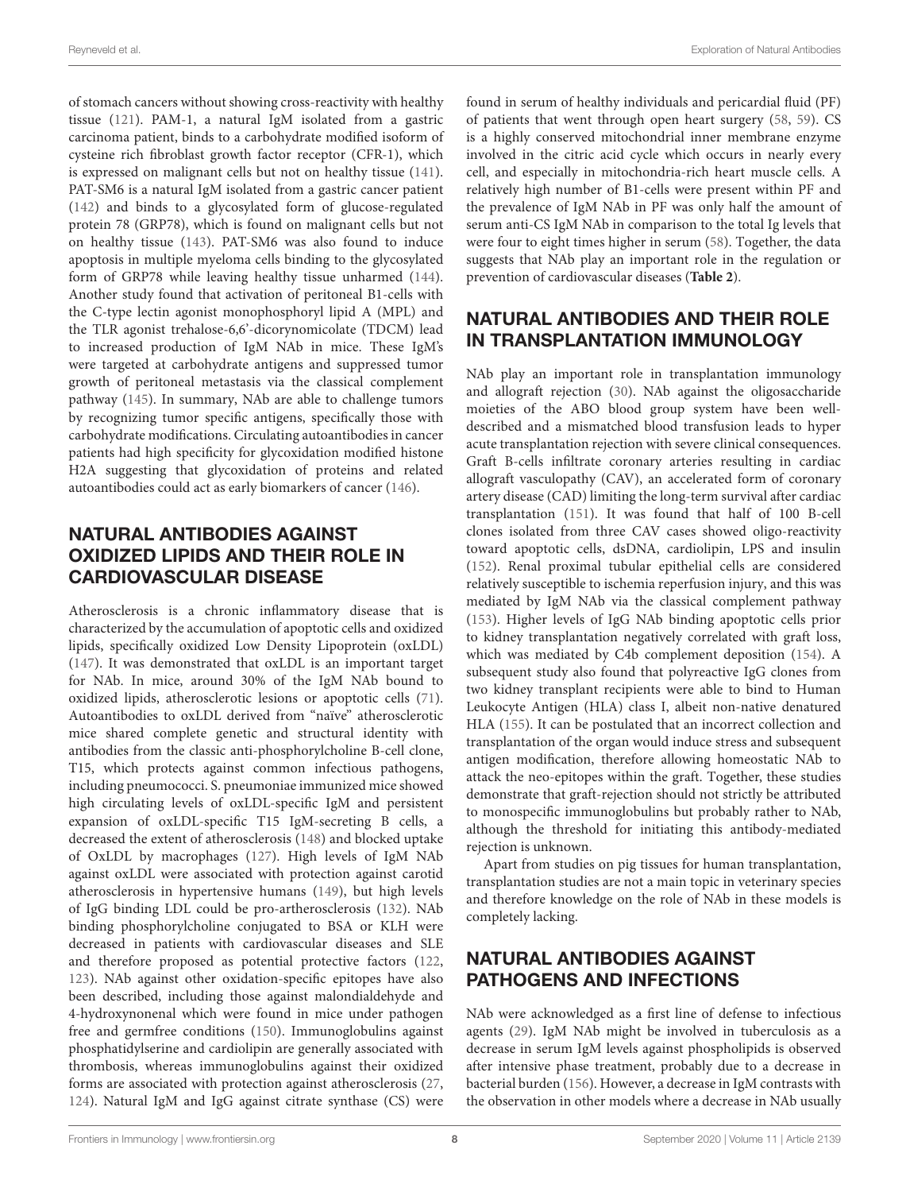of stomach cancers without showing cross-reactivity with healthy tissue (121). PAM-1, a natural IgM isolated from a gastric carcinoma patient, binds to a carbohydrate modified isoform of cysteine rich fibroblast growth factor receptor (CFR-1), which is expressed on malignant cells but not on healthy tissue (141). PAT-SM6 is a natural IgM isolated from a gastric cancer patient (142) and binds to a glycosylated form of glucose-regulated protein 78 (GRP78), which is found on malignant cells but not on healthy tissue (143). PAT-SM6 was also found to induce apoptosis in multiple myeloma cells binding to the glycosylated form of GRP78 while leaving healthy tissue unharmed (144). Another study found that activation of peritoneal B1-cells with the C-type lectin agonist monophosphoryl lipid A (MPL) and the TLR agonist trehalose-6,6'-dicorynomicolate (TDCM) lead to increased production of IgM NAb in mice. These IgM's were targeted at carbohydrate antigens and suppressed tumor growth of peritoneal metastasis via the classical complement pathway (145). In summary, NAb are able to challenge tumors by recognizing tumor specific antigens, specifically those with carbohydrate modifications. Circulating autoantibodies in cancer patients had high specificity for glycoxidation modified histone H2A suggesting that glycoxidation of proteins and related autoantibodies could act as early biomarkers of cancer (146).

## NATURAL ANTIBODIES AGAINST OXIDIZED LIPIDS AND THEIR ROLE IN CARDIOVASCULAR DISEASE

Atherosclerosis is a chronic inflammatory disease that is characterized by the accumulation of apoptotic cells and oxidized lipids, specifically oxidized Low Density Lipoprotein (oxLDL) (147). It was demonstrated that oxLDL is an important target for NAb. In mice, around 30% of the IgM NAb bound to oxidized lipids, atherosclerotic lesions or apoptotic cells (71). Autoantibodies to oxLDL derived from "naïve" atherosclerotic mice shared complete genetic and structural identity with antibodies from the classic anti-phosphorylcholine B-cell clone, T15, which protects against common infectious pathogens, including pneumococci. S. pneumoniae immunized mice showed high circulating levels of oxLDL-specific IgM and persistent expansion of oxLDL-specific T15 IgM-secreting B cells, a decreased the extent of atherosclerosis (148) and blocked uptake of OxLDL by macrophages (127). High levels of IgM NAb against oxLDL were associated with protection against carotid atherosclerosis in hypertensive humans (149), but high levels of IgG binding LDL could be pro-artherosclerosis (132). NAb binding phosphorylcholine conjugated to BSA or KLH were decreased in patients with cardiovascular diseases and SLE and therefore proposed as potential protective factors (122, 123). NAb against other oxidation-specific epitopes have also been described, including those against malondialdehyde and 4-hydroxynonenal which were found in mice under pathogen free and germfree conditions (150). Immunoglobulins against phosphatidylserine and cardiolipin are generally associated with thrombosis, whereas immunoglobulins against their oxidized forms are associated with protection against atherosclerosis (27, 124). Natural IgM and IgG against citrate synthase (CS) were found in serum of healthy individuals and pericardial fluid (PF) of patients that went through open heart surgery (58, 59). CS is a highly conserved mitochondrial inner membrane enzyme involved in the citric acid cycle which occurs in nearly every cell, and especially in mitochondria-rich heart muscle cells. A relatively high number of B1-cells were present within PF and the prevalence of IgM NAb in PF was only half the amount of serum anti-CS IgM NAb in comparison to the total Ig levels that were four to eight times higher in serum (58). Together, the data suggests that NAb play an important role in the regulation or prevention of cardiovascular diseases (**Table 2**).

## NATURAL ANTIBODIES AND THEIR ROLE IN TRANSPLANTATION IMMUNOLOGY

NAb play an important role in transplantation immunology and allograft rejection (30). NAb against the oligosaccharide moieties of the ABO blood group system have been well-described and a mismatched blood transfusion leads to hyper acute transplantation rejection with severe clinical consequences. Graft B-cells infiltrate coronary arteries resulting in cardiac allograft vasculopathy (CAV), an accelerated form of coronary artery disease (CAD) limiting the long-term survival after cardiac transplantation (151). It was found that half of 100 B-cell clones isolated from three CAV cases showed oligo-reactivity toward apoptotic cells, dsDNA, cardiolipin, LPS and insulin (152). Renal proximal tubular epithelial cells are considered relatively susceptible to ischemia reperfusion injury, and this was mediated by IgM NAb via the classical complement pathway (153). Higher levels of IgG NAb binding apoptotic cells prior to kidney transplantation negatively correlated with graft loss, which was mediated by C4b complement deposition (154). A subsequent study also found that polyreactive IgG clones from two kidney transplant recipients were able to bind to Human Leukocyte Antigen (HLA) class I, albeit non-native denatured HLA (155). It can be postulated that an incorrect collection and transplantation of the organ would induce stress and subsequent antigen modification, therefore allowing homeostatic NAb to attack the neo-epitopes within the graft. Together, these studies demonstrate that graft-rejection should not strictly be attributed to monospecific immunoglobulins but probably rather to NAb, although the threshold for initiating this antibody-mediated rejection is unknown.

Apart from studies on pig tissues for human transplantation, transplantation studies are not a main topic in veterinary species and therefore knowledge on the role of NAb in these models is completely lacking.

## NATURAL ANTIBODIES AGAINST PATHOGENS AND INFECTIONS

NAb were acknowledged as a first line of defense to infectious agents (29). IgM NAb might be involved in tuberculosis as a decrease in serum IgM levels against phospholipids is observed after intensive phase treatment, probably due to a decrease in bacterial burden (156). However, a decrease in IgM contrasts with the observation in other models where a decrease in NAb usually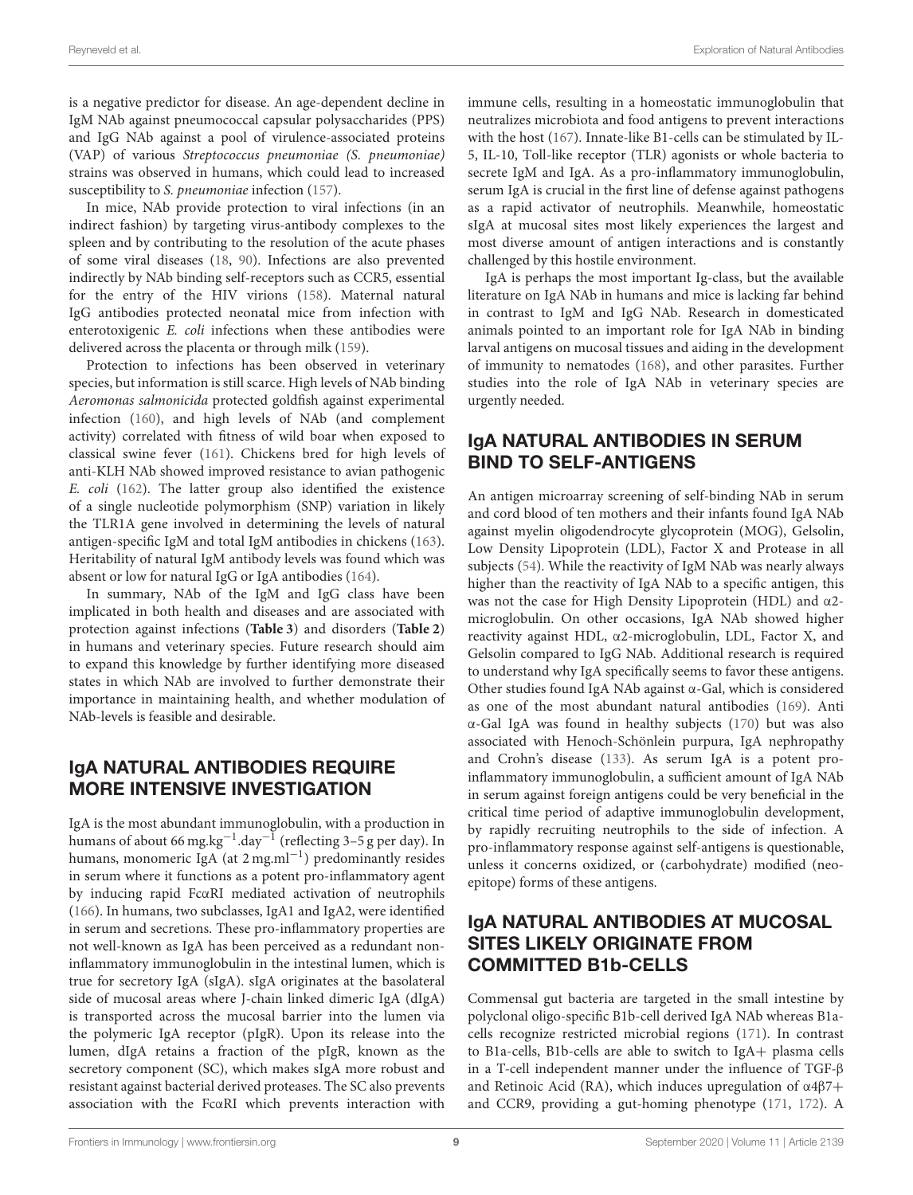is a negative predictor for disease. An age-dependent decline in IgM NAb against pneumococcal capsular polysaccharides (PPS) and IgG NAb against a pool of virulence-associated proteins (VAP) of various *Streptococcus pneumoniae (S. pneumoniae)* strains was observed in humans, which could lead to increased susceptibility to *S. pneumoniae* infection (157).

In mice, NAb provide protection to viral infections (in an indirect fashion) by targeting virus-antibody complexes to the spleen and by contributing to the resolution of the acute phases of some viral diseases (18, 90). Infections are also prevented indirectly by NAb binding self-receptors such as CCR5, essential for the entry of the HIV virions (158). Maternal natural IgG antibodies protected neonatal mice from infection with enterotoxigenic *E. coli* infections when these antibodies were delivered across the placenta or through milk (159).

Protection to infections has been observed in veterinary species, but information is still scarce. High levels of NAb binding *Aeromonas salmonicida* protected goldfish against experimental infection (160), and high levels of NAb (and complement activity) correlated with fitness of wild boar when exposed to classical swine fever (161). Chickens bred for high levels of anti-KLH NAb showed improved resistance to avian pathogenic *E. coli* (162). The latter group also identified the existence of a single nucleotide polymorphism (SNP) variation in likely the TLR1A gene involved in determining the levels of natural antigen-specific IgM and total IgM antibodies in chickens (163). Heritability of natural IgM antibody levels was found which was absent or low for natural IgG or IgA antibodies (164).

In summary, NAb of the IgM and IgG class have been implicated in both health and diseases and are associated with protection against infections (**Table 3**) and disorders (**Table 2**) in humans and veterinary species. Future research should aim to expand this knowledge by further identifying more diseased states in which NAb are involved to further demonstrate their importance in maintaining health, and whether modulation of NAb-levels is feasible and desirable.

## IgA NATURAL ANTIBODIES REQUIRE MORE INTENSIVE INVESTIGATION

IgA is the most abundant immunoglobulin, with a production in humans of about 66 $mg.kg^{-1}.day^{-1}$ (reflecting 3–5 g per day). In humans, monomeric IgA (at 2 $mg.ml^{-1}$) predominantly resides in serum where it functions as a potent pro-inflammatory agent by inducing rapid FcαRI mediated activation of neutrophils (166). In humans, two subclasses, IgA1 and IgA2, were identified in serum and secretions. These pro-inflammatory properties are not well-known as IgA has been perceived as a redundant non-inflammatory immunoglobulin in the intestinal lumen, which is true for secretory IgA (sIgA). sIgA originates at the basolateral side of mucosal areas where J-chain linked dimeric IgA (dIgA) is transported across the mucosal barrier into the lumen via the polymeric IgA receptor (pIgR). Upon its release into the lumen, dIgA retains a fraction of the pIgR, known as the secretory component (SC), which makes sIgA more robust and resistant against bacterial derived proteases. The SC also prevents association with the FcαRI which prevents interaction with immune cells, resulting in a homeostatic immunoglobulin that neutralizes microbiota and food antigens to prevent interactions with the host (167). Innate-like B1-cells can be stimulated by IL-5, IL-10, Toll-like receptor (TLR) agonists or whole bacteria to secrete IgM and IgA. As a pro-inflammatory immunoglobulin, serum IgA is crucial in the first line of defense against pathogens as a rapid activator of neutrophils. Meanwhile, homeostatic sIgA at mucosal sites most likely experiences the largest and most diverse amount of antigen interactions and is constantly challenged by this hostile environment.

IgA is perhaps the most important Ig-class, but the available literature on IgA NAb in humans and mice is lacking far behind in contrast to IgM and IgG NAb. Research in domesticated animals pointed to an important role for IgA NAb in binding larval antigens on mucosal tissues and aiding in the development of immunity to nematodes (168), and other parasites. Further studies into the role of IgA NAb in veterinary species are urgently needed.

## IgA NATURAL ANTIBODIES IN SERUM BIND TO SELF-ANTIGENS

An antigen microarray screening of self-binding NAb in serum and cord blood of ten mothers and their infants found IgA NAb against myelin oligodendrocyte glycoprotein (MOG), Gelsolin, Low Density Lipoprotein (LDL), Factor X and Protease in all subjects (54). While the reactivity of IgM NAb was nearly always higher than the reactivity of IgA NAb to a specific antigen, this was not the case for High Density Lipoprotein (HDL) and α2-microglobulin. On other occasions, IgA NAb showed higher reactivity against HDL, α2-microglobulin, LDL, Factor X, and Gelsolin compared to IgG NAb. Additional research is required to understand why IgA specifically seems to favor these antigens. Other studies found IgA NAb against α-Gal, which is considered as one of the most abundant natural antibodies (169). Anti α-Gal IgA was found in healthy subjects (170) but was also associated with Henoch-Schönlein purpura, IgA nephropathy and Crohn's disease (133). As serum IgA is a potent pro-inflammatory immunoglobulin, a sufficient amount of IgA NAb in serum against foreign antigens could be very beneficial in the critical time period of adaptive immunoglobulin development, by rapidly recruiting neutrophils to the side of infection. A pro-inflammatory response against self-antigens is questionable, unless it concerns oxidized, or (carbohydrate) modified (neo-epitope) forms of these antigens.

## IgA NATURAL ANTIBODIES AT MUCOSAL SITES LIKELY ORIGINATE FROM COMMITTED B1b-CELLS

Commensal gut bacteria are targeted in the small intestine by polyclonal oligo-specific B1b-cell derived IgA NAb whereas B1a-cells recognize restricted microbial regions (171). In contrast to B1a-cells, B1b-cells are able to switch to IgA+ plasma cells in a T-cell independent manner under the influence of TGF-β and Retinoic Acid (RA), which induces upregulation of α4β7+ and CCR9, providing a gut-homing phenotype (171, 172). A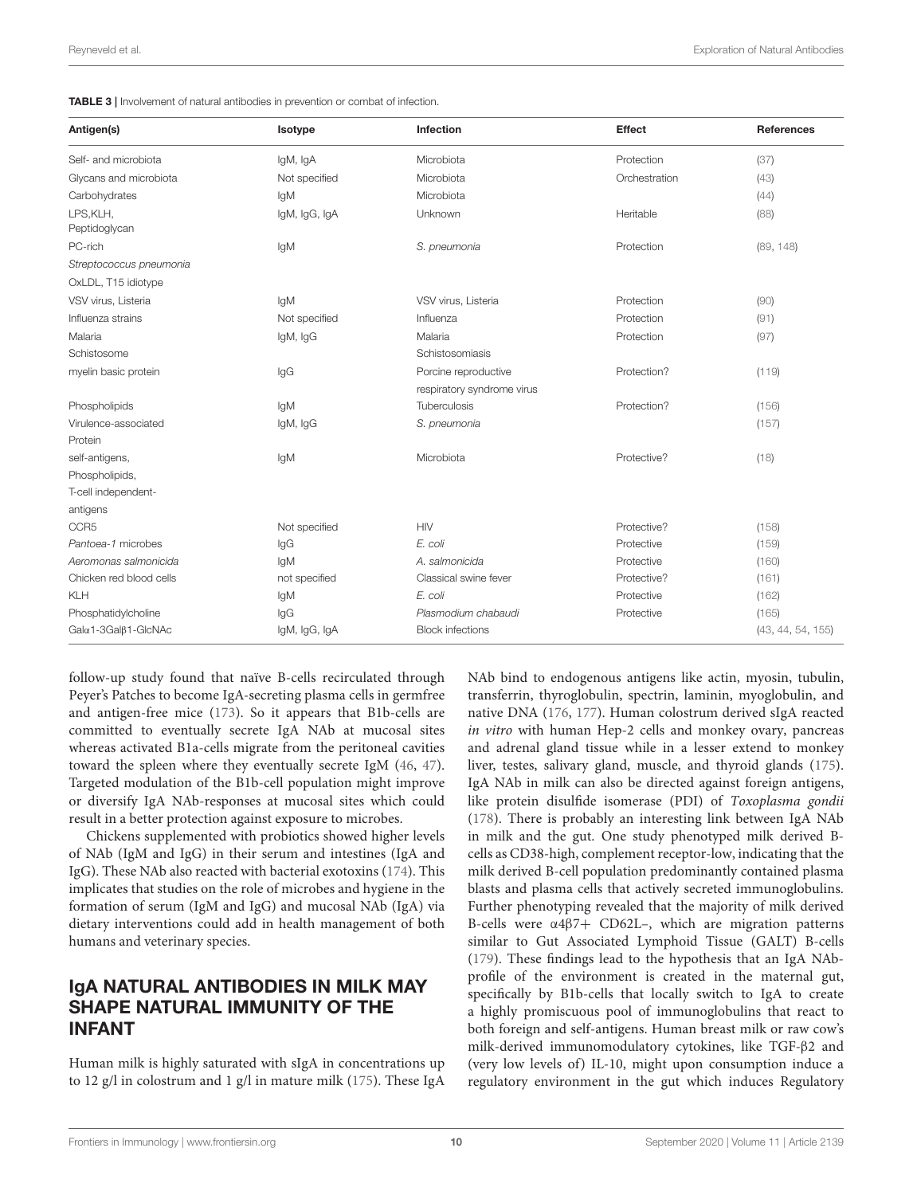**TABLE 3 |** Involvement of natural antibodies in prevention or combat of infection.

| Antigen(s) | Isotype | Infection | Effect | References |
|---|---|---|---|---|
| Self- and microbiota | IgM, IgA | Microbiota | Protection | (37) |
| Glycans and microbiota | Not specified | Microbiota | Orchestration | (43) |
| Carbohydrates | IgM | Microbiota | | (44) |
| LPS,KLH, Peptidoglycan | IgM, IgG, IgA | Unknown | Heritable | (88) |
| PC-rich *Streptococcus pneumonia* OxLDL, T15 idiotype | IgM | *S. pneumonia* | Protection | (89, 148) |
| VSV virus, Listeria | IgM | VSV virus, Listeria | Protection | (90) |
| Influenza strains | Not specified | Influenza | Protection | (91) |
| Malaria Schistosome | IgM, IgG | Malaria Schistosomiasis | Protection | (97) |
| myelin basic protein | IgG | Porcine reproductive respiratory syndrome virus | Protection? | (119) |
| Phospholipids | IgM | Tuberculosis | Protection? | (156) |
| Virulence-associated Protein | IgM, IgG | *S. pneumonia* | | (157) |
| self-antigens, Phospholipids, T-cell independent-antigens | IgM | Microbiota | Protective? | (18) |
| CCR5 | Not specified | HIV | Protective? | (158) |
| *Pantoea-1* microbes | IgG | *E. coli* | Protective | (159) |
| *Aeromonas salmonicida* | IgM | *A. salmonicida* | Protective | (160) |
| Chicken red blood cells | not specified | Classical swine fever | Protective? | (161) |
| KLH | IgM | *E. coli* | Protective | (162) |
| Phosphatidylcholine | IgG | *Plasmodium chabaudi* | Protective | (165) |
| Galα1-3Galβ1-GlcNAc | IgM, IgG, IgA | Block infections | | (43, 44, 54, 155) |

follow-up study found that naïve B-cells recirculated through Peyer's Patches to become IgA-secreting plasma cells in germfree and antigen-free mice (173). So it appears that B1b-cells are committed to eventually secrete IgA NAb at mucosal sites whereas activated B1a-cells migrate from the peritoneal cavities toward the spleen where they eventually secrete IgM (46, 47). Targeted modulation of the B1b-cell population might improve or diversify IgA NAb-responses at mucosal sites which could result in a better protection against exposure to microbes.

Chickens supplemented with probiotics showed higher levels of NAb (IgM and IgG) in their serum and intestines (IgA and IgG). These NAb also reacted with bacterial exotoxins (174). This implicates that studies on the role of microbes and hygiene in the formation of serum (IgM and IgG) and mucosal NAb (IgA) via dietary interventions could add in health management of both humans and veterinary species.

## IgA NATURAL ANTIBODIES IN MILK MAY SHAPE NATURAL IMMUNITY OF THE INFANT

Human milk is highly saturated with sIgA in concentrations up to 12 g/l in colostrum and 1 g/l in mature milk (175). These IgA NAb bind to endogenous antigens like actin, myosin, tubulin, transferrin, thyroglobulin, spectrin, laminin, myoglobulin, and native DNA (176, 177). Human colostrum derived sIgA reacted *in vitro* with human Hep-2 cells and monkey ovary, pancreas and adrenal gland tissue while in a lesser extend to monkey liver, testes, salivary gland, muscle, and thyroid glands (175). IgA NAb in milk can also be directed against foreign antigens, like protein disulfide isomerase (PDI) of *Toxoplasma gondii* (178). There is probably an interesting link between IgA NAb in milk and the gut. One study phenotyped milk derived B-cells as CD38-high, complement receptor-low, indicating that the milk derived B-cell population predominantly contained plasma blasts and plasma cells that actively secreted immunoglobulins. Further phenotyping revealed that the majority of milk derived B-cells were α4β7+ CD62L−, which are migration patterns similar to Gut Associated Lymphoid Tissue (GALT) B-cells (179). These findings lead to the hypothesis that an IgA NAb-profile of the environment is created in the maternal gut, specifically by B1b-cells that locally switch to IgA to create a highly promiscuous pool of immunoglobulins that react to both foreign and self-antigens. Human breast milk or raw cow's milk-derived immunomodulatory cytokines, like TGF-β2 and (very low levels of) IL-10, might upon consumption induce a regulatory environment in the gut which induces Regulatory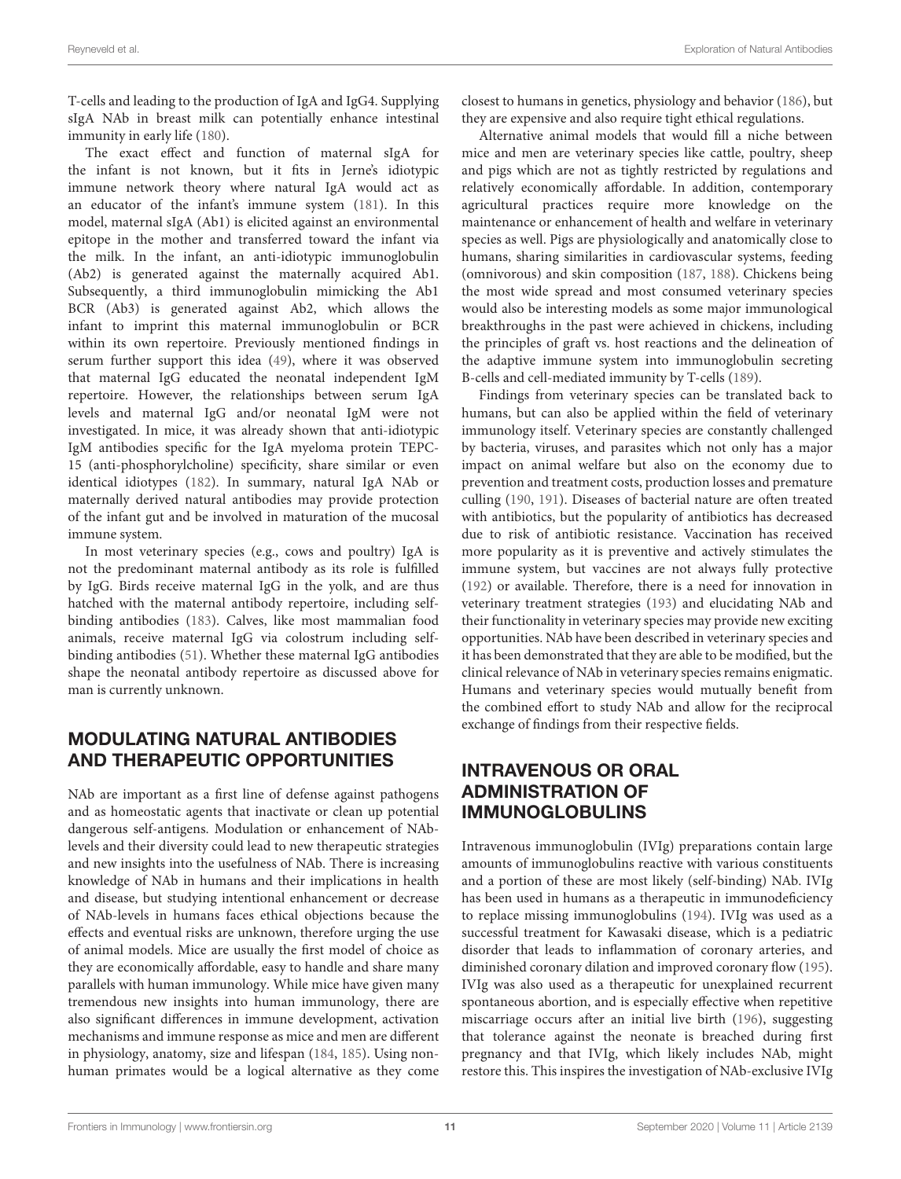T-cells and leading to the production of IgA and IgG4. Supplying sIgA NAb in breast milk can potentially enhance intestinal immunity in early life (180).

The exact effect and function of maternal sIgA for the infant is not known, but it fits in Jerne's idiotypic immune network theory where natural IgA would act as an educator of the infant's immune system (181). In this model, maternal sIgA (Ab1) is elicited against an environmental epitope in the mother and transferred toward the infant via the milk. In the infant, an anti-idiotypic immunoglobulin (Ab2) is generated against the maternally acquired Ab1. Subsequently, a third immunoglobulin mimicking the Ab1 BCR (Ab3) is generated against Ab2, which allows the infant to imprint this maternal immunoglobulin or BCR within its own repertoire. Previously mentioned findings in serum further support this idea (49), where it was observed that maternal IgG educated the neonatal independent IgM repertoire. However, the relationships between serum IgA levels and maternal IgG and/or neonatal IgM were not investigated. In mice, it was already shown that anti-idiotypic IgM antibodies specific for the IgA myeloma protein TEPC-15 (anti-phosphorylcholine) specificity, share similar or even identical idiotypes (182). In summary, natural IgA NAb or maternally derived natural antibodies may provide protection of the infant gut and be involved in maturation of the mucosal immune system.

In most veterinary species (e.g., cows and poultry) IgA is not the predominant maternal antibody as its role is fulfilled by IgG. Birds receive maternal IgG in the yolk, and are thus hatched with the maternal antibody repertoire, including self-binding antibodies (183). Calves, like most mammalian food animals, receive maternal IgG via colostrum including self-binding antibodies (51). Whether these maternal IgG antibodies shape the neonatal antibody repertoire as discussed above for man is currently unknown.

## MODULATING NATURAL ANTIBODIES AND THERAPEUTIC OPPORTUNITIES

NAb are important as a first line of defense against pathogens and as homeostatic agents that inactivate or clean up potential dangerous self-antigens. Modulation or enhancement of NAb-levels and their diversity could lead to new therapeutic strategies and new insights into the usefulness of NAb. There is increasing knowledge of NAb in humans and their implications in health and disease, but studying intentional enhancement or decrease of NAb-levels in humans faces ethical objections because the effects and eventual risks are unknown, therefore urging the use of animal models. Mice are usually the first model of choice as they are economically affordable, easy to handle and share many parallels with human immunology. While mice have given many tremendous new insights into human immunology, there are also significant differences in immune development, activation mechanisms and immune response as mice and men are different in physiology, anatomy, size and lifespan (184, 185). Using non-human primates would be a logical alternative as they come closest to humans in genetics, physiology and behavior (186), but they are expensive and also require tight ethical regulations.

Alternative animal models that would fill a niche between mice and men are veterinary species like cattle, poultry, sheep and pigs which are not as tightly restricted by regulations and relatively economically affordable. In addition, contemporary agricultural practices require more knowledge on the maintenance or enhancement of health and welfare in veterinary species as well. Pigs are physiologically and anatomically close to humans, sharing similarities in cardiovascular systems, feeding (omnivorous) and skin composition (187, 188). Chickens being the most wide spread and most consumed veterinary species would also be interesting models as some major immunological breakthroughs in the past were achieved in chickens, including the principles of graft vs. host reactions and the delineation of the adaptive immune system into immunoglobulin secreting B-cells and cell-mediated immunity by T-cells (189).

Findings from veterinary species can be translated back to humans, but can also be applied within the field of veterinary immunology itself. Veterinary species are constantly challenged by bacteria, viruses, and parasites which not only has a major impact on animal welfare but also on the economy due to prevention and treatment costs, production losses and premature culling (190, 191). Diseases of bacterial nature are often treated with antibiotics, but the popularity of antibiotics has decreased due to risk of antibiotic resistance. Vaccination has received more popularity as it is preventive and actively stimulates the immune system, but vaccines are not always fully protective (192) or available. Therefore, there is a need for innovation in veterinary treatment strategies (193) and elucidating NAb and their functionality in veterinary species may provide new exciting opportunities. NAb have been described in veterinary species and it has been demonstrated that they are able to be modified, but the clinical relevance of NAb in veterinary species remains enigmatic. Humans and veterinary species would mutually benefit from the combined effort to study NAb and allow for the reciprocal exchange of findings from their respective fields.

## INTRAVENOUS OR ORAL ADMINISTRATION OF IMMUNOGLOBULINS

Intravenous immunoglobulin (IVIg) preparations contain large amounts of immunoglobulins reactive with various constituents and a portion of these are most likely (self-binding) NAb. IVIg has been used in humans as a therapeutic in immunodeficiency to replace missing immunoglobulins (194). IVIg was used as a successful treatment for Kawasaki disease, which is a pediatric disorder that leads to inflammation of coronary arteries, and diminished coronary dilation and improved coronary flow (195). IVIg was also used as a therapeutic for unexplained recurrent spontaneous abortion, and is especially effective when repetitive miscarriage occurs after an initial live birth (196), suggesting that tolerance against the neonate is breached during first pregnancy and that IVIg, which likely includes NAb, might restore this. This inspires the investigation of NAb-exclusive IVIg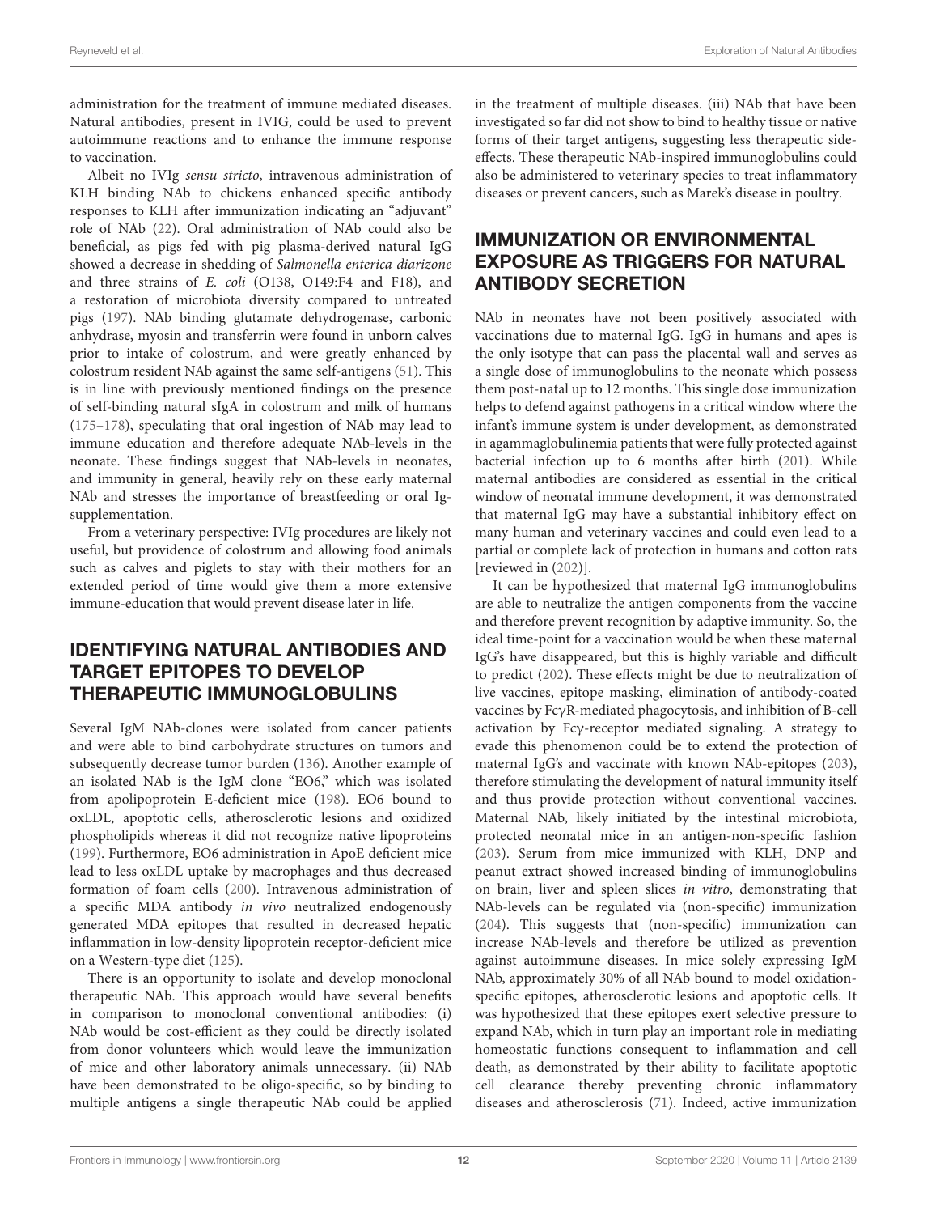administration for the treatment of immune mediated diseases. Natural antibodies, present in IVIG, could be used to prevent autoimmune reactions and to enhance the immune response to vaccination.

Albeit no IVIg *sensu stricto*, intravenous administration of KLH binding NAb to chickens enhanced specific antibody responses to KLH after immunization indicating an "adjuvant" role of NAb (22). Oral administration of NAb could also be beneficial, as pigs fed with pig plasma-derived natural IgG showed a decrease in shedding of *Salmonella enterica diarizone* and three strains of *E. coli* (O138, O149:F4 and F18), and a restoration of microbiota diversity compared to untreated pigs (197). NAb binding glutamate dehydrogenase, carbonic anhydrase, myosin and transferrin were found in unborn calves prior to intake of colostrum, and were greatly enhanced by colostrum resident NAb against the same self-antigens (51). This is in line with previously mentioned findings on the presence of self-binding natural sIgA in colostrum and milk of humans (175–178), speculating that oral ingestion of NAb may lead to immune education and therefore adequate NAb-levels in the neonate. These findings suggest that NAb-levels in neonates, and immunity in general, heavily rely on these early maternal NAb and stresses the importance of breastfeeding or oral Ig-supplementation.

From a veterinary perspective: IVIg procedures are likely not useful, but providence of colostrum and allowing food animals such as calves and piglets to stay with their mothers for an extended period of time would give them a more extensive immune-education that would prevent disease later in life.

## IDENTIFYING NATURAL ANTIBODIES AND TARGET EPITOPES TO DEVELOP THERAPEUTIC IMMUNOGLOBULINS

Several IgM NAb-clones were isolated from cancer patients and were able to bind carbohydrate structures on tumors and subsequently decrease tumor burden (136). Another example of an isolated NAb is the IgM clone "EO6," which was isolated from apolipoprotein E-deficient mice (198). EO6 bound to oxLDL, apoptotic cells, atherosclerotic lesions and oxidized phospholipids whereas it did not recognize native lipoproteins (199). Furthermore, EO6 administration in ApoE deficient mice lead to less oxLDL uptake by macrophages and thus decreased formation of foam cells (200). Intravenous administration of a specific MDA antibody *in vivo* neutralized endogenously generated MDA epitopes that resulted in decreased hepatic inflammation in low-density lipoprotein receptor-deficient mice on a Western-type diet (125).

There is an opportunity to isolate and develop monoclonal therapeutic NAb. This approach would have several benefits in comparison to monoclonal conventional antibodies: (i) NAb would be cost-efficient as they could be directly isolated from donor volunteers which would leave the immunization of mice and other laboratory animals unnecessary. (ii) NAb have been demonstrated to be oligo-specific, so by binding to multiple antigens a single therapeutic NAb could be applied in the treatment of multiple diseases. (iii) NAb that have been investigated so far did not show to bind to healthy tissue or native forms of their target antigens, suggesting less therapeutic side-effects. These therapeutic NAb-inspired immunoglobulins could also be administered to veterinary species to treat inflammatory diseases or prevent cancers, such as Marek's disease in poultry.

## IMMUNIZATION OR ENVIRONMENTAL EXPOSURE AS TRIGGERS FOR NATURAL ANTIBODY SECRETION

NAb in neonates have not been positively associated with vaccinations due to maternal IgG. IgG in humans and apes is the only isotype that can pass the placental wall and serves as a single dose of immunoglobulins to the neonate which possess them post-natal up to 12 months. This single dose immunization helps to defend against pathogens in a critical window where the infant's immune system is under development, as demonstrated in agammaglobulinemia patients that were fully protected against bacterial infection up to 6 months after birth (201). While maternal antibodies are considered as essential in the critical window of neonatal immune development, it was demonstrated that maternal IgG may have a substantial inhibitory effect on many human and veterinary vaccines and could even lead to a partial or complete lack of protection in humans and cotton rats [reviewed in (202)].

It can be hypothesized that maternal IgG immunoglobulins are able to neutralize the antigen components from the vaccine and therefore prevent recognition by adaptive immunity. So, the ideal time-point for a vaccination would be when these maternal IgG's have disappeared, but this is highly variable and difficult to predict (202). These effects might be due to neutralization of live vaccines, epitope masking, elimination of antibody-coated vaccines by FcγR-mediated phagocytosis, and inhibition of B-cell activation by Fcγ-receptor mediated signaling. A strategy to evade this phenomenon could be to extend the protection of maternal IgG's and vaccinate with known NAb-epitopes (203), therefore stimulating the development of natural immunity itself and thus provide protection without conventional vaccines. Maternal NAb, likely initiated by the intestinal microbiota, protected neonatal mice in an antigen-non-specific fashion (203). Serum from mice immunized with KLH, DNP and peanut extract showed increased binding of immunoglobulins on brain, liver and spleen slices *in vitro*, demonstrating that NAb-levels can be regulated via (non-specific) immunization (204). This suggests that (non-specific) immunization can increase NAb-levels and therefore be utilized as prevention against autoimmune diseases. In mice solely expressing IgM NAb, approximately 30% of all NAb bound to model oxidation-specific epitopes, atherosclerotic lesions and apoptotic cells. It was hypothesized that these epitopes exert selective pressure to expand NAb, which in turn play an important role in mediating homeostatic functions consequent to inflammation and cell death, as demonstrated by their ability to facilitate apoptotic cell clearance thereby preventing chronic inflammatory diseases and atherosclerosis (71). Indeed, active immunization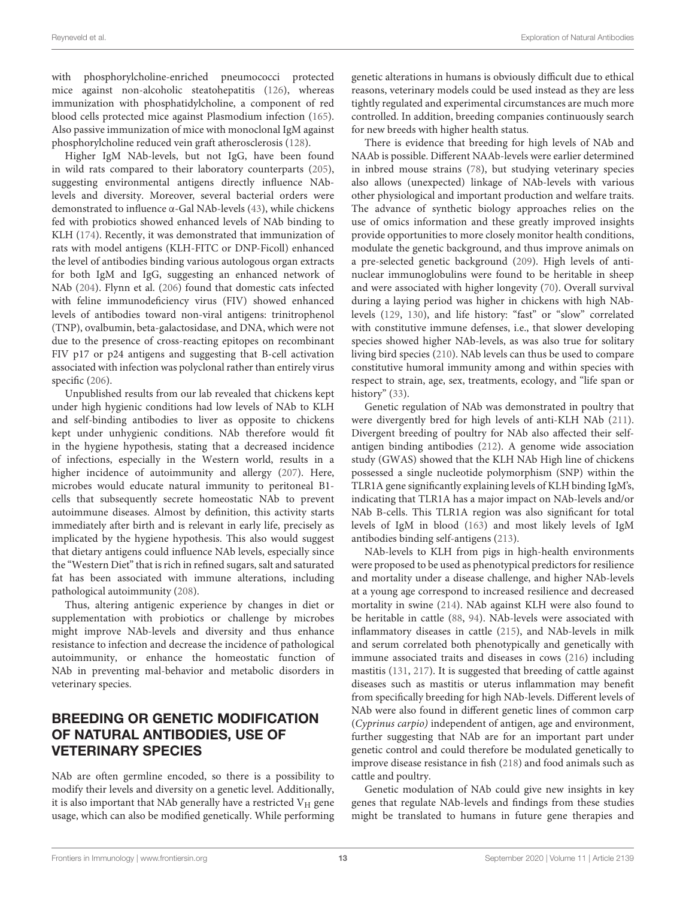with phosphorylcholine-enriched pneumococci protected mice against non-alcoholic steatohepatitis (126), whereas immunization with phosphatidylcholine, a component of red blood cells protected mice against Plasmodium infection (165). Also passive immunization of mice with monoclonal IgM against phosphorylcholine reduced vein graft atherosclerosis (128).

Higher IgM NAb-levels, but not IgG, have been found in wild rats compared to their laboratory counterparts (205), suggesting environmental antigens directly influence NAb-levels and diversity. Moreover, several bacterial orders were demonstrated to influence α-Gal NAb-levels (43), while chickens fed with probiotics showed enhanced levels of NAb binding to KLH (174). Recently, it was demonstrated that immunization of rats with model antigens (KLH-FITC or DNP-Ficoll) enhanced the level of antibodies binding various autologous organ extracts for both IgM and IgG, suggesting an enhanced network of NAb (204). Flynn et al. (206) found that domestic cats infected with feline immunodeficiency virus (FIV) showed enhanced levels of antibodies toward non-viral antigens: trinitrophenol (TNP), ovalbumin, beta-galactosidase, and DNA, which were not due to the presence of cross-reacting epitopes on recombinant FIV p17 or p24 antigens and suggesting that B-cell activation associated with infection was polyclonal rather than entirely virus specific (206).

Unpublished results from our lab revealed that chickens kept under high hygienic conditions had low levels of NAb to KLH and self-binding antibodies to liver as opposite to chickens kept under unhygienic conditions. NAb therefore would fit in the hygiene hypothesis, stating that a decreased incidence of infections, especially in the Western world, results in a higher incidence of autoimmunity and allergy (207). Here, microbes would educate natural immunity to peritoneal B1-cells that subsequently secrete homeostatic NAb to prevent autoimmune diseases. Almost by definition, this activity starts immediately after birth and is relevant in early life, precisely as implicated by the hygiene hypothesis. This also would suggest that dietary antigens could influence NAb levels, especially since the "Western Diet" that is rich in refined sugars, salt and saturated fat has been associated with immune alterations, including pathological autoimmunity (208).

Thus, altering antigenic experience by changes in diet or supplementation with probiotics or challenge by microbes might improve NAb-levels and diversity and thus enhance resistance to infection and decrease the incidence of pathological autoimmunity, or enhance the homeostatic function of NAb in preventing mal-behavior and metabolic disorders in veterinary species.

## BREEDING OR GENETIC MODIFICATION OF NATURAL ANTIBODIES, USE OF VETERINARY SPECIES

NAb are often germline encoded, so there is a possibility to modify their levels and diversity on a genetic level. Additionally, it is also important that NAb generally have a restricted $V_H$ gene usage, which can also be modified genetically. While performing genetic alterations in humans is obviously difficult due to ethical reasons, veterinary models could be used instead as they are less tightly regulated and experimental circumstances are much more controlled. In addition, breeding companies continuously search for new breeds with higher health status.

There is evidence that breeding for high levels of NAb and NAAb is possible. Different NAAb-levels were earlier determined in inbred mouse strains (78), but studying veterinary species also allows (unexpected) linkage of NAb-levels with various other physiological and important production and welfare traits. The advance of synthetic biology approaches relies on the use of omics information and these greatly improved insights provide opportunities to more closely monitor health conditions, modulate the genetic background, and thus improve animals on a pre-selected genetic background (209). High levels of anti-nuclear immunoglobulins were found to be heritable in sheep and were associated with higher longevity (70). Overall survival during a laying period was higher in chickens with high NAb-levels (129, 130), and life history: "fast" or "slow" correlated with constitutive immune defenses, i.e., that slower developing species showed higher NAb-levels, as was also true for solitary living bird species (210). NAb levels can thus be used to compare constitutive humoral immunity among and within species with respect to strain, age, sex, treatments, ecology, and "life span or history" (33).

Genetic regulation of NAb was demonstrated in poultry that were divergently bred for high levels of anti-KLH NAb (211). Divergent breeding of poultry for NAb also affected their self-antigen binding antibodies (212). A genome wide association study (GWAS) showed that the KLH NAb High line of chickens possessed a single nucleotide polymorphism (SNP) within the TLR1A gene significantly explaining levels of KLH binding IgM's, indicating that TLR1A has a major impact on NAb-levels and/or NAb B-cells. This TLR1A region was also significant for total levels of IgM in blood (163) and most likely levels of IgM antibodies binding self-antigens (213).

NAb-levels to KLH from pigs in high-health environments were proposed to be used as phenotypical predictors for resilience and mortality under a disease challenge, and higher NAb-levels at a young age correspond to increased resilience and decreased mortality in swine (214). NAb against KLH were also found to be heritable in cattle (88, 94). NAb-levels were associated with inflammatory diseases in cattle (215), and NAb-levels in milk and serum correlated both phenotypically and genetically with immune associated traits and diseases in cows (216) including mastitis (131, 217). It is suggested that breeding of cattle against diseases such as mastitis or uterus inflammation may benefit from specifically breeding for high NAb-levels. Different levels of NAb were also found in different genetic lines of common carp (*Cyprinus carpio)* independent of antigen, age and environment, further suggesting that NAb are for an important part under genetic control and could therefore be modulated genetically to improve disease resistance in fish (218) and food animals such as cattle and poultry.

Genetic modulation of NAb could give new insights in key genes that regulate NAb-levels and findings from these studies might be translated to humans in future gene therapies and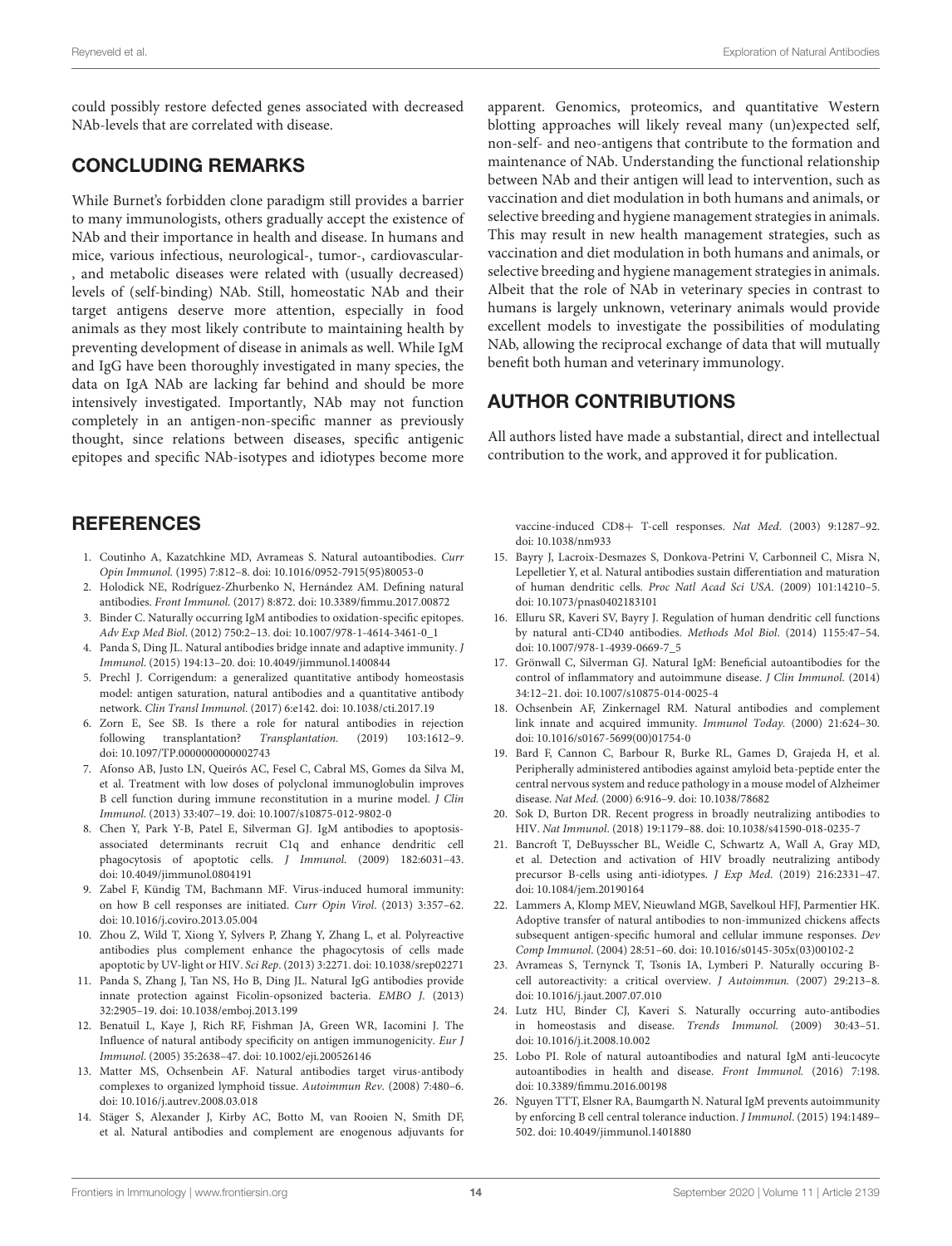could possibly restore defected genes associated with decreased NAb-levels that are correlated with disease.

## CONCLUDING REMARKS

While Burnet's forbidden clone paradigm still provides a barrier to many immunologists, others gradually accept the existence of NAb and their importance in health and disease. In humans and mice, various infectious, neurological-, tumor-, cardiovascular-, and metabolic diseases were related with (usually decreased) levels of (self-binding) NAb. Still, homeostatic NAb and their target antigens deserve more attention, especially in food animals as they most likely contribute to maintaining health by preventing development of disease in animals as well. While IgM and IgG have been thoroughly investigated in many species, the data on IgA NAb are lacking far behind and should be more intensively investigated. Importantly, NAb may not function completely in an antigen-non-specific manner as previously thought, since relations between diseases, specific antigenic epitopes and specific NAb-isotypes and idiotypes become more apparent. Genomics, proteomics, and quantitative Western blotting approaches will likely reveal many (un)expected self, non-self- and neo-antigens that contribute to the formation and maintenance of NAb. Understanding the functional relationship between NAb and their antigen will lead to intervention, such as vaccination and diet modulation in both humans and animals, or selective breeding and hygiene management strategies in animals. This may result in new health management strategies, such as vaccination and diet modulation in both humans and animals, or selective breeding and hygiene management strategies in animals. Albeit that the role of NAb in veterinary species in contrast to humans is largely unknown, veterinary animals would provide excellent models to investigate the possibilities of modulating NAb, allowing the reciprocal exchange of data that will mutually benefit both human and veterinary immunology.

## AUTHOR CONTRIBUTIONS

All authors listed have made a substantial, direct and intellectual contribution to the work, and approved it for publication.

## REFERENCES

1. Coutinho A, Kazatchkine MD, Avrameas S. Natural autoantibodies. *Curr Opin Immunol.* (1995) 7:812–8. doi: 10.1016/0952-7915(95)80053-0
2. Holodick NE, Rodríguez-Zhurbenko N, Hernández AM. Defining natural antibodies. *Front Immunol.* (2017) 8:872. doi: 10.3389/fimmu.2017.00872
3. Binder C. Naturally occurring IgM antibodies to oxidation-specific epitopes. *Adv Exp Med Biol*. (2012) 750:2–13. doi: 10.1007/978-1-4614-3461-0_1
4. Panda S, Ding JL. Natural antibodies bridge innate and adaptive immunity. *J Immunol*. (2015) 194:13–20. doi: 10.4049/jimmunol.1400844
5. Prechl J. Corrigendum: a generalized quantitative antibody homeostasis model: antigen saturation, natural antibodies and a quantitative antibody network. *Clin Transl Immunol*. (2017) 6:e142. doi: 10.1038/cti.2017.19
6. Zorn E, See SB. Is there a role for natural antibodies in rejection following transplantation? *Transplantation.* (2019) 103:1612–9. doi: 10.1097/TP.0000000000002743
7. Afonso AB, Justo LN, Queirós AC, Fesel C, Cabral MS, Gomes da Silva M, et al. Treatment with low doses of polyclonal immunoglobulin improves B cell function during immune reconstitution in a murine model. *J Clin Immunol*. (2013) 33:407–19. doi: 10.1007/s10875-012-9802-0
8. Chen Y, Park Y-B, Patel E, Silverman GJ. IgM antibodies to apoptosis-associated determinants recruit C1q and enhance dendritic cell phagocytosis of apoptotic cells. *J Immunol.* (2009) 182:6031–43. doi: 10.4049/jimmunol.0804191
9. Zabel F, Kündig TM, Bachmann MF. Virus-induced humoral immunity: on how B cell responses are initiated. *Curr Opin Virol*. (2013) 3:357–62. doi: 10.1016/j.coviro.2013.05.004
10. Zhou Z, Wild T, Xiong Y, Sylvers P, Zhang Y, Zhang L, et al. Polyreactive antibodies plus complement enhance the phagocytosis of cells made apoptotic by UV-light or HIV. *Sci Rep*. (2013) 3:2271. doi: 10.1038/srep02271
11. Panda S, Zhang J, Tan NS, Ho B, Ding JL. Natural IgG antibodies provide innate protection against Ficolin-opsonized bacteria. *EMBO J.* (2013) 32:2905–19. doi: 10.1038/emboj.2013.199
12. Benatuil L, Kaye J, Rich RF, Fishman JA, Green WR, Iacomini J. The Influence of natural antibody specificity on antigen immunogenicity. *Eur J Immunol*. (2005) 35:2638–47. doi: 10.1002/eji.200526146
13. Matter MS, Ochsenbein AF. Natural antibodies target virus-antibody complexes to organized lymphoid tissue. *Autoimmun Rev.* (2008) 7:480–6. doi: 10.1016/j.autrev.2008.03.018
14. Stäger S, Alexander J, Kirby AC, Botto M, van Rooien N, Smith DF, et al. Natural antibodies and complement are enogenous adjuvants for vaccine-induced CD8+ T-cell responses. *Nat Med*. (2003) 9:1287–92. doi: 10.1038/nm933
15. Bayry J, Lacroix-Desmazes S, Donkova-Petrini V, Carbonneil C, Misra N, Lepelletier Y, et al. Natural antibodies sustain differentiation and maturation of human dendritic cells. *Proc Natl Acad Sci USA.* (2009) 101:14210–5. doi: 10.1073/pnas0402183101
16. Elluru SR, Kaveri SV, Bayry J. Regulation of human dendritic cell functions by natural anti-CD40 antibodies. *Methods Mol Biol*. (2014) 1155:47–54. doi: 10.1007/978-1-4939-0669-7_5
17. Grönwall C, Silverman GJ. Natural IgM: Beneficial autoantibodies for the control of inflammatory and autoimmune disease. *J Clin Immunol.* (2014) 34:12–21. doi: 10.1007/s10875-014-0025-4
18. Ochsenbein AF, Zinkernagel RM. Natural antibodies and complement link innate and acquired immunity. *Immunol Today.* (2000) 21:624–30. doi: 10.1016/s0167-5699(00)01754-0
19. Bard F, Cannon C, Barbour R, Burke RL, Games D, Grajeda H, et al. Peripherally administered antibodies against amyloid beta-peptide enter the central nervous system and reduce pathology in a mouse model of Alzheimer disease. *Nat Med.* (2000) 6:916–9. doi: 10.1038/78682
20. Sok D, Burton DR. Recent progress in broadly neutralizing antibodies to HIV. *Nat Immunol*. (2018) 19:1179–88. doi: 10.1038/s41590-018-0235-7
21. Bancroft T, DeBuysscher BL, Weidle C, Schwartz A, Wall A, Gray MD, et al. Detection and activation of HIV broadly neutralizing antibody precursor B-cells using anti-idiotypes. *J Exp Med*. (2019) 216:2331–47. doi: 10.1084/jem.20190164
22. Lammers A, Klomp MEV, Nieuwland MGB, Savelkoul HFJ, Parmentier HK. Adoptive transfer of natural antibodies to non-immunized chickens affects subsequent antigen-specific humoral and cellular immune responses. *Dev Comp Immunol*. (2004) 28:51–60. doi: 10.1016/s0145-305x(03)00102-2
23. Avrameas S, Ternynck T, Tsonis IA, Lymberi P. Naturally occuring B-cell autoreactivity: a critical overview. *J Autoimmun.* (2007) 29:213–8. doi: 10.1016/j.jaut.2007.07.010
24. Lutz HU, Binder CJ, Kaveri S. Naturally occurring auto-antibodies in homeostasis and disease. *Trends Immunol.* (2009) 30:43–51. doi: 10.1016/j.it.2008.10.002
25. Lobo PI. Role of natural autoantibodies and natural IgM anti-leucocyte autoantibodies in health and disease. *Front Immunol.* (2016) 7:198. doi: 10.3389/fimmu.2016.00198
26. Nguyen TTT, Elsner RA, Baumgarth N. Natural IgM prevents autoimmunity by enforcing B cell central tolerance induction. *J Immunol*. (2015) 194:1489–502. doi: 10.4049/jimmunol.1401880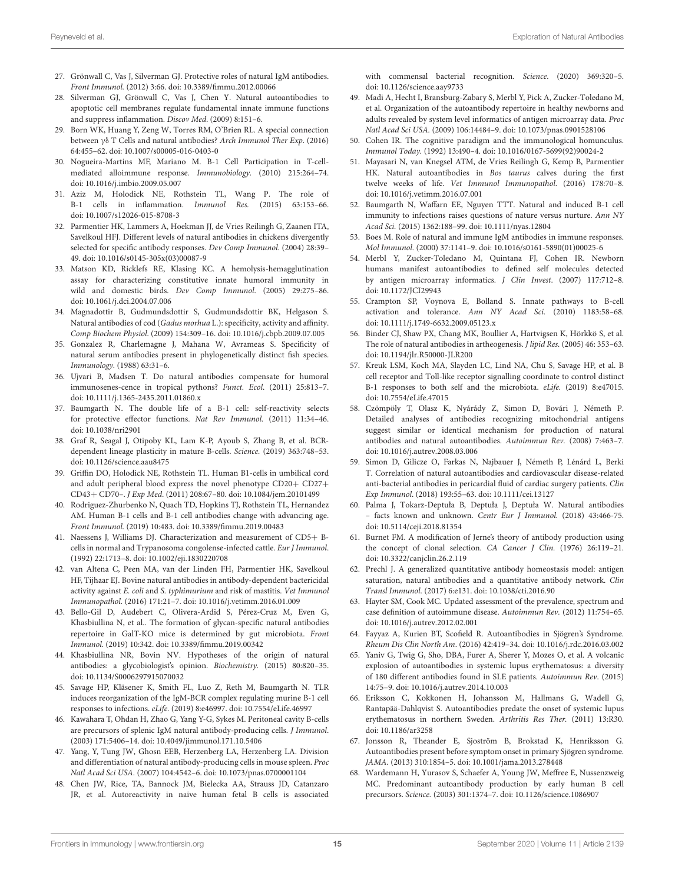27. Grönwall C, Vas J, Silverman GJ. Protective roles of natural IgM antibodies. *Front Immunol.* (2012) 3:66. doi: 10.3389/fimmu.2012.00066
28. Silverman GJ, Grönwall C, Vas J, Chen Y. Natural autoantibodies to apoptotic cell membranes regulate fundamental innate immune functions and suppress inflammation. *Discov Med.* (2009) 8:151–6.
29. Born WK, Huang Y, Zeng W, Torres RM, O'Brien RL. A special connection between γδ T Cells and natural antibodies? *Arch Immunol Ther Exp.* (2016) 64:455–62. doi: 10.1007/s00005-016-0403-0
30. Nogueira-Martins MF, Mariano M. B-1 Cell Participation in T-cell-mediated alloimmune response. *Immunobiology.* (2010) 215:264–74. doi: 10.1016/j.imbio.2009.05.007
31. Aziz M, Holodick NE, Rothstein TL, Wang P. The role of B-1 cells in inflammation. *Immunol Res.* (2015) 63:153–66. doi: 10.1007/s12026-015-8708-3
32. Parmentier HK, Lammers A, Hoekman JJ, de Vries Reilingh G, Zaanen ITA, Savelkoul HFJ. Different levels of natural antibodies in chickens divergently selected for specific antibody responses. *Dev Comp Immunol.* (2004) 28:39–49. doi: 10.1016/s0145-305x(03)00087-9
33. Matson KD, Ricklefs RE, Klasing KC. A hemolysis-hemagglutination assay for characterizing constitutive innate humoral immunity in wild and domestic birds. *Dev Comp Immunol.* (2005) 29:275–86. doi: 10.1061/j.dci.2004.07.006
34. Magnadottir B, Gudmundsdottir S, Gudmundsdottir BK, Helgason S. Natural antibodies of cod (*Gadus morhua* L.): specificity, activity and affinity. *Comp Biochem Physiol.* (2009) 154:309–16. doi: 10.1016/j.cbpb.2009.07.005
35. Gonzalez R, Charlemagne J, Mahana W, Avrameas S. Specificity of natural serum antibodies present in phylogenetically distinct fish species. *Immunology.* (1988) 63:31–6.
36. Ujvari B, Madsen T. Do natural antibodies compensate for humoral immunosenes-cence in tropical pythons? *Funct. Ecol.* (2011) 25:813–7. doi: 10.1111/j.1365-2435.2011.01860.x
37. Baumgarth N. The double life of a B-1 cell: self-reactivity selects for protective effector functions. *Nat Rev Immunol.* (2011) 11:34–46. doi: 10.1038/nri2901
38. Graf R, Seagal J, Otipoby KL, Lam K-P, Ayoub S, Zhang B, et al. BCR-dependent lineage plasticity in mature B-cells. *Science.* (2019) 363:748–53. doi: 10.1126/science.aau8475
39. Griffin DO, Holodick NE, Rothstein TL. Human B1-cells in umbilical cord and adult peripheral blood express the novel phenotype CD20+ CD27+ CD43+ CD70–. *J Exp Med.* (2011) 208:67–80. doi: 10.1084/jem.20101499
40. Rodriguez-Zhurbenko N, Quach TD, Hopkins TJ, Rothstein TL, Hernandez AM. Human B-1 cells and B-1 cell antibodies change with advancing age. *Front Immunol.* (2019) 10:483. doi: 10.3389/fimmu.2019.00483
41. Naessens J, Williams DJ. Characterization and measurement of CD5+ B-cells in normal and Trypanosoma congolense-infected cattle. *Eur J Immunol.* (1992) 22:1713–8. doi: 10.1002/eji.1830220708
42. van Altena C, Peen MA, van der Linden FH, Parmentier HK, Savelkoul HF, Tijhaar EJ. Bovine natural antibodies in antibody-dependent bactericidal activity against *E. coli* and *S. typhimurium* and risk of mastitis. *Vet Immunol Immunopathol.* (2016) 171:21–7. doi: 10.1016/j.vetimm.2016.01.009
43. Bello-Gil D, Audebert C, Olivera-Ardid S, Pérez-Cruz M, Even G, Khasbiullina N, et al.. The formation of glycan-specific natural antibodies repertoire in GalT-KO mice is determined by gut microbiota. *Front Immunol.* (2019) 10:342. doi: 10.3389/fimmu.2019.00342
44. Khasbiullina NR, Bovin NV. Hypotheses of the origin of natural antibodies: a glycobiologist's opinion. *Biochemistry.* (2015) 80:820–35. doi: 10.1134/S0006297915070032
45. Savage HP, Kläsener K, Smith FL, Luo Z, Reth M, Baumgarth N. TLR induces reorganization of the IgM-BCR complex regulating murine B-1 cell responses to infections. *eLife.* (2019) 8:e46997. doi: 10.7554/eLife.46997
46. Kawahara T, Ohdan H, Zhao G, Yang Y-G, Sykes M. Peritoneal cavity B-cells are precursors of splenic IgM natural antibody-producing cells. *J Immunol.* (2003) 171:5406–14. doi: 10.4049/jimmunol.171.10.5406
47. Yang, Y, Tung JW, Ghosn EEB, Herzenberg LA, Herzenberg LA. Division and differentiation of natural antibody-producing cells in mouse spleen. *Proc Natl Acad Sci USA.* (2007) 104:4542–6. doi: 10.1073/pnas.0700001104
48. Chen JW, Rice, TA, Bannock JM, Bielecka AA, Strauss JD, Catanzaro JR, et al. Autoreactivity in naive human fetal B cells is associated with commensal bacterial recognition. *Science.* (2020) 369:320–5. doi: 10.1126/science.aay9733
49. Madi A, Hecht I, Bransburg-Zabary S, Merbl Y, Pick A, Zucker-Toledano M, et al. Organization of the autoantibody repertoire in healthy newborns and adults revealed by system level informatics of antigen microarray data. *Proc Natl Acad Sci USA.* (2009) 106:14484–9. doi: 10.1073/pnas.0901528106
50. Cohen IR. The cognitive paradigm and the immunological homunculus. *Immunol Today.* (1992) 13:490–4. doi: 10.1016/0167-5699(92)90024-2
51. Mayasari N, van Knegsel ATM, de Vries Reilingh G, Kemp B, Parmentier HK. Natural autoantibodies in *Bos taurus* calves during the first twelve weeks of life. *Vet Immunol Immunopathol.* (2016) 178:70–8. doi: 10.1016/j.vetimm.2016.07.001
52. Baumgarth N, Waffarn EE, Nguyen TTT. Natural and induced B-1 cell immunity to infections raises questions of nature versus nurture. *Ann NY Acad Sci.* (2015) 1362:188–99. doi: 10.1111/nyas.12804
53. Boes M. Role of natural and immune IgM antibodies in immune responses. *Mol Immunol.* (2000) 37:1141–9. doi: 10.1016/s0161-5890(01)00025-6
54. Merbl Y, Zucker-Toledano M, Quintana FJ, Cohen IR. Newborn humans manifest autoantibodies to defined self molecules detected by antigen microarray informatics. *J Clin Invest.* (2007) 117:712–8. doi: 10.1172/JCI29943
55. Crampton SP, Voynova E, Bolland S. Innate pathways to B-cell activation and tolerance. *Ann NY Acad Sci.* (2010) 1183:58–68. doi: 10.1111/j.1749-6632.2009.05123.x
56. Binder CJ, Shaw PX, Chang MK, Boullier A, Hartvigsen K, Hörkkö S, et al. The role of natural antibodies in artheogenesis. *J lipid Res.* (2005) 46: 353–63. doi: 10.1194/jlr.R50000-JLR200
57. Kreuk LSM, Koch MA, Slayden LC, Lind NA, Chu S, Savage HP, et al. B cell receptor and Toll-like receptor signalling coordinate to control distinct B-1 responses to both self and the microbiota. *eLife.* (2019) 8:e47015. doi: 10.7554/eLife.47015
58. Czömpöly T, Olasz K, Nyárády Z, Simon D, Bovári J, Németh P. Detailed analyses of antibodies recognizing mitochondrial antigens suggest similar or identical mechanism for production of natural antibodies and natural autoantibodies. *Autoimmun Rev.* (2008) 7:463–7. doi: 10.1016/j.autrev.2008.03.006
59. Simon D, Gilicze O, Farkas N, Najbauer J, Németh P, Lénárd L, Berki T. Correlation of natural autoantibodies and cardiovascular disease-related anti-bacterial antibodies in pericardial fluid of cardiac surgery patients. *Clin Exp Immunol.* (2018) 193:55–63. doi: 10.1111/cei.13127
60. Palma J, Tokarz-Deptuła B, Deptuła J, Deptuła W. Natural antibodies – facts known and unknown. *Centr Eur J Immunol.* (2018) 43:466-75. doi: 10.5114/ceji.2018.81354
61. Burnet FM. A modification of Jerne's theory of antibody production using the concept of clonal selection. *CA Cancer J Clin.* (1976) 26:119–21. doi: 10.3322/canjclin.26.2.119
62. Prechl J. A generalized quantitative antibody homeostasis model: antigen saturation, natural antibodies and a quantitative antibody network. *Clin Transl Immunol.* (2017) 6:e131. doi: 10.1038/cti.2016.90
63. Hayter SM, Cook MC. Updated assessment of the prevalence, spectrum and case definition of autoimmune disease. *Autoimmun Rev.* (2012) 11:754–65. doi: 10.1016/j.autrev.2012.02.001
64. Fayyaz A, Kurien BT, Scofield R. Autoantibodies in Sjögren's Syndrome. *Rheum Dis Clin North Am.* (2016) 42:419–34. doi: 10.1016/j.rdc.2016.03.002
65. Yaniv G, Twig G, Sho, DBA, Furer A, Sherer Y, Mozes O, et al. A volcanic explosion of autoantibodies in systemic lupus erythematosus: a diversity of 180 different antibodies found in SLE patients. *Autoimmun Rev.* (2015) 14:75–9. doi: 10.1016/j.autrev.2014.10.003
66. Eriksson C, Kokkonen H, Johansson M, Hallmans G, Wadell G, Rantapää-Dahlqvist S. Autoantibodies predate the onset of systemic lupus erythematosus in northern Sweden. *Arthritis Res Ther.* (2011) 13:R30. doi: 10.1186/ar3258
67. Jonsson R, Theander E, Sjoström B, Brokstad K, Henriksson G. Autoantibodies present before symptom onset in primary Sjögren syndrome. *JAMA.* (2013) 310:1854–5. doi: 10.1001/jama.2013.278448
68. Wardemann H, Yurasov S, Schaefer A, Young JW, Meffree E, Nussenzweig MC. Predominant autoantibody production by early human B cell precursors. *Science.* (2003) 301:1374–7. doi: 10.1126/science.1086907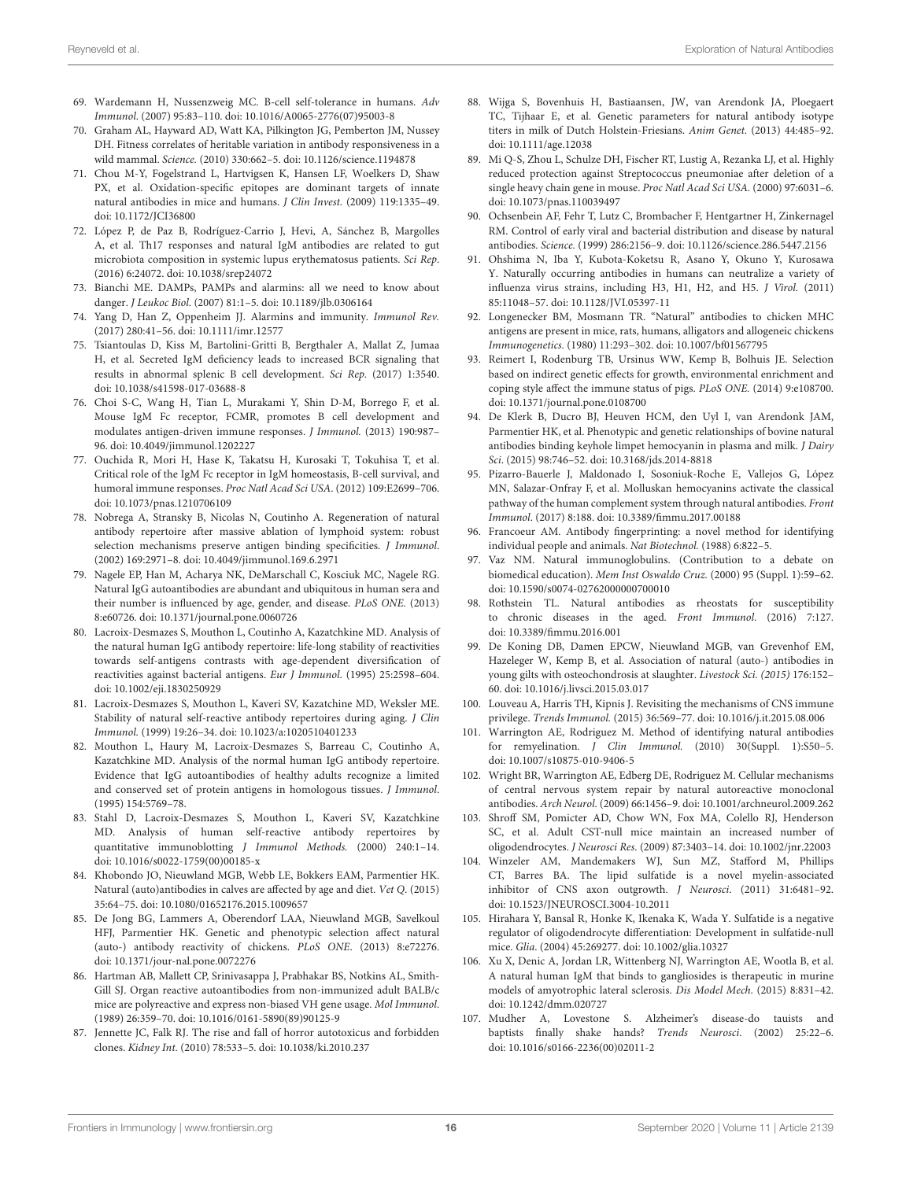69. Wardemann H, Nussenzweig MC. B-cell self-tolerance in humans. *Adv Immunol.* (2007) 95:83–110. doi: 10.1016/A0065-2776(07)95003-8

70. Graham AL, Hayward AD, Watt KA, Pilkington JG, Pemberton JM, Nussey DH. Fitness correlates of heritable variation in antibody responsiveness in a wild mammal. *Science.* (2010) 330:662–5. doi: 10.1126/science.1194878

71. Chou M-Y, Fogelstrand L, Hartvigsen K, Hansen LF, Woelkers D, Shaw PX, et al. Oxidation-specific epitopes are dominant targets of innate natural antibodies in mice and humans. *J Clin Invest.* (2009) 119:1335–49. doi: 10.1172/JCI36800

72. López P, de Paz B, Rodríguez-Carrio J, Hevi, A, Sánchez B, Margolles A, et al. Th17 responses and natural IgM antibodies are related to gut microbiota composition in systemic lupus erythematosus patients. *Sci Rep*. (2016) 6:24072. doi: 10.1038/srep24072

73. Bianchi ME. DAMPs, PAMPs and alarmins: all we need to know about danger. *J Leukoc Biol.* (2007) 81:1–5. doi: 10.1189/jlb.0306164

74. Yang D, Han Z, Oppenheim JJ. Alarmins and immunity. *Immunol Rev.* (2017) 280:41–56. doi: 10.1111/imr.12577

75. Tsiantoulas D, Kiss M, Bartolini-Gritti B, Bergthaler A, Mallat Z, Jumaa H, et al. Secreted IgM deficiency leads to increased BCR signaling that results in abnormal splenic B cell development. *Sci Rep*. (2017) 1:3540. doi: 10.1038/s41598-017-03688-8

76. Choi S-C, Wang H, Tian L, Murakami Y, Shin D-M, Borrego F, et al. Mouse IgM Fc receptor, FCMR, promotes B cell development and modulates antigen-driven immune responses. *J Immunol.* (2013) 190:987–96. doi: 10.4049/jimmunol.1202227

77. Ouchida R, Mori H, Hase K, Takatsu H, Kurosaki T, Tokuhisa T, et al. Critical role of the IgM Fc receptor in IgM homeostasis, B-cell survival, and humoral immune responses. *Proc Natl Acad Sci USA*. (2012) 109:E2699–706. doi: 10.1073/pnas.1210706109

78. Nobrega A, Stransky B, Nicolas N, Coutinho A. Regeneration of natural antibody repertoire after massive ablation of lymphoid system: robust selection mechanisms preserve antigen binding specificities. *J Immunol*. (2002) 169:2971–8. doi: 10.4049/jimmunol.169.6.2971

79. Nagele EP, Han M, Acharya NK, DeMarschall C, Kosciuk MC, Nagele RG. Natural IgG autoantibodies are abundant and ubiquitous in human sera and their number is influenced by age, gender, and disease. *PLoS ONE.* (2013) 8:e60726. doi: 10.1371/journal.pone.0060726

80. Lacroix-Desmazes S, Mouthon L, Coutinho A, Kazatchkine MD. Analysis of the natural human IgG antibody repertoire: life-long stability of reactivities towards self-antigens contrasts with age-dependent diversification of reactivities against bacterial antigens. *Eur J Immunol*. (1995) 25:2598–604. doi: 10.1002/eji.1830250929

81. Lacroix-Desmazes S, Mouthon L, Kaveri SV, Kazatchine MD, Weksler ME. Stability of natural self-reactive antibody repertoires during aging. *J Clin Immunol.* (1999) 19:26–34. doi: 10.1023/a:1020510401233

82. Mouthon L, Haury M, Lacroix-Desmazes S, Barreau C, Coutinho A, Kazatchkine MD. Analysis of the normal human IgG antibody repertoire. Evidence that IgG autoantibodies of healthy adults recognize a limited and conserved set of protein antigens in homologous tissues. *J Immunol*. (1995) 154:5769–78.

83. Stahl D, Lacroix-Desmazes S, Mouthon L, Kaveri SV, Kazatchkine MD. Analysis of human self-reactive antibody repertoires by quantitative immunoblotting *J Immunol Methods.* (2000) 240:1–14. doi: 10.1016/s0022-1759(00)00185-x

84. Khobondo JO, Nieuwland MGB, Webb LE, Bokkers EAM, Parmentier HK. Natural (auto)antibodies in calves are affected by age and diet. *Vet Q*. (2015) 35:64–75. doi: 10.1080/01652176.2015.1009657

85. De Jong BG, Lammers A, Oberendorf LAA, Nieuwland MGB, Savelkoul HFJ, Parmentier HK. Genetic and phenotypic selection affect natural (auto-) antibody reactivity of chickens. *PLoS ONE*. (2013) 8:e72276. doi: 10.1371/jour-nal.pone.0072276

86. Hartman AB, Mallett CP, Srinivasappa J, Prabhakar BS, Notkins AL, Smith-Gill SJ. Organ reactive autoantibodies from non-immunized adult BALB/c mice are polyreactive and express non-biased VH gene usage. *Mol Immunol*. (1989) 26:359–70. doi: 10.1016/0161-5890(89)90125-9

87. Jennette JC, Falk RJ. The rise and fall of horror autotoxicus and forbidden clones. *Kidney Int.* (2010) 78:533–5. doi: 10.1038/ki.2010.237

88. Wijga S, Bovenhuis H, Bastiaansen, JW, van Arendonk JA, Ploegaert TC, Tijhaar E, et al. Genetic parameters for natural antibody isotype titers in milk of Dutch Holstein-Friesians. *Anim Genet.* (2013) 44:485–92. doi: 10.1111/age.12038

89. Mi Q-S, Zhou L, Schulze DH, Fischer RT, Lustig A, Rezanka LJ, et al. Highly reduced protection against Streptococcus pneumoniae after deletion of a single heavy chain gene in mouse. *Proc Natl Acad Sci USA.* (2000) 97:6031–6. doi: 10.1073/pnas.110039497

90. Ochsenbein AF, Fehr T, Lutz C, Brombacher F, Hentgartner H, Zinkernagel RM. Control of early viral and bacterial distribution and disease by natural antibodies. *Science.* (1999) 286:2156–9. doi: 10.1126/science.286.5447.2156

91. Ohshima N, Iba Y, Kubota-Koketsu R, Asano Y, Okuno Y, Kurosawa Y. Naturally occurring antibodies in humans can neutralize a variety of influenza virus strains, including H3, H1, H2, and H5. *J Virol.* (2011) 85:11048–57. doi: 10.1128/JVI.05397-11

92. Longenecker BM, Mosmann TR. "Natural" antibodies to chicken MHC antigens are present in mice, rats, humans, alligators and allogeneic chickens *Immunogenetics*. (1980) 11:293–302. doi: 10.1007/bf01567795

93. Reimert I, Rodenburg TB, Ursinus WW, Kemp B, Bolhuis JE. Selection based on indirect genetic effects for growth, environmental enrichment and coping style affect the immune status of pigs. *PLoS ONE.* (2014) 9:e108700. doi: 10.1371/journal.pone.0108700

94. De Klerk B, Ducro BJ, Heuven HCM, den Uyl I, van Arendonk JAM, Parmentier HK, et al. Phenotypic and genetic relationships of bovine natural antibodies binding keyhole limpet hemocyanin in plasma and milk. *J Dairy Sci*. (2015) 98:746–52. doi: 10.3168/jds.2014-8818

95. Pizarro-Bauerle J, Maldonado I, Sosoniuk-Roche E, Vallejos G, López MN, Salazar-Onfray F, et al. Molluskan hemocyanins activate the classical pathway of the human complement system through natural antibodies. *Front Immunol*. (2017) 8:188. doi: 10.3389/fimmu.2017.00188

96. Francoeur AM. Antibody fingerprinting: a novel method for identifying individual people and animals. *Nat Biotechnol.* (1988) 6:822–5.

97. Vaz NM. Natural immunoglobulins. (Contribution to a debate on biomedical education). *Mem Inst Oswaldo Cruz.* (2000) 95 (Suppl. 1):59–62. doi: 10.1590/s0074-02762000000700010

98. Rothstein TL. Natural antibodies as rheostats for susceptibility to chronic diseases in the aged. *Front Immunol.* (2016) 7:127. doi: 10.3389/fimmu.2016.001

99. De Koning DB, Damen EPCW, Nieuwland MGB, van Grevenhof EM, Hazeleger W, Kemp B, et al. Association of natural (auto-) antibodies in young gilts with osteochondrosis at slaughter. *Livestock Sci. (2015)* 176:152–60. doi: 10.1016/j.livsci.2015.03.017

100. Louveau A, Harris TH, Kipnis J. Revisiting the mechanisms of CNS immune privilege. *Trends Immunol.* (2015) 36:569–77. doi: 10.1016/j.it.2015.08.006

101. Warrington AE, Rodriguez M. Method of identifying natural antibodies for remyelination. *J Clin Immunol.* (2010) 30(Suppl. 1):S50–5. doi: 10.1007/s10875-010-9406-5

102. Wright BR, Warrington AE, Edberg DE, Rodriguez M. Cellular mechanisms of central nervous system repair by natural autoreactive monoclonal antibodies. *Arch Neurol.* (2009) 66:1456–9. doi: 10.1001/archneurol.2009.262

103. Shroff SM, Pomicter AD, Chow WN, Fox MA, Colello RJ, Henderson SC, et al. Adult CST-null mice maintain an increased number of oligodendrocytes. *J Neurosci Res*. (2009) 87:3403–14. doi: 10.1002/jnr.22003

104. Winzeler AM, Mandemakers WJ, Sun MZ, Stafford M, Phillips CT, Barres BA. The lipid sulfatide is a novel myelin-associated inhibitor of CNS axon outgrowth. *J Neurosci*. (2011) 31:6481–92. doi: 10.1523/JNEUROSCI.3004-10.2011

105. Hirahara Y, Bansal R, Honke K, Ikenaka K, Wada Y. Sulfatide is a negative regulator of oligodendrocyte differentiation: Development in sulfatide-null mice. *Glia*. (2004) 45:269277. doi: 10.1002/glia.10327

106. Xu X, Denic A, Jordan LR, Wittenberg NJ, Warrington AE, Wootla B, et al. A natural human IgM that binds to gangliosides is therapeutic in murine models of amyotrophic lateral sclerosis. *Dis Model Mech.* (2015) 8:831–42. doi: 10.1242/dmm.020727

107. Mudher A, Lovestone S. Alzheimer's disease-do tauists and baptists finally shake hands? *Trends Neurosci*. (2002) 25:22–6. doi: 10.1016/s0166-2236(00)02011-2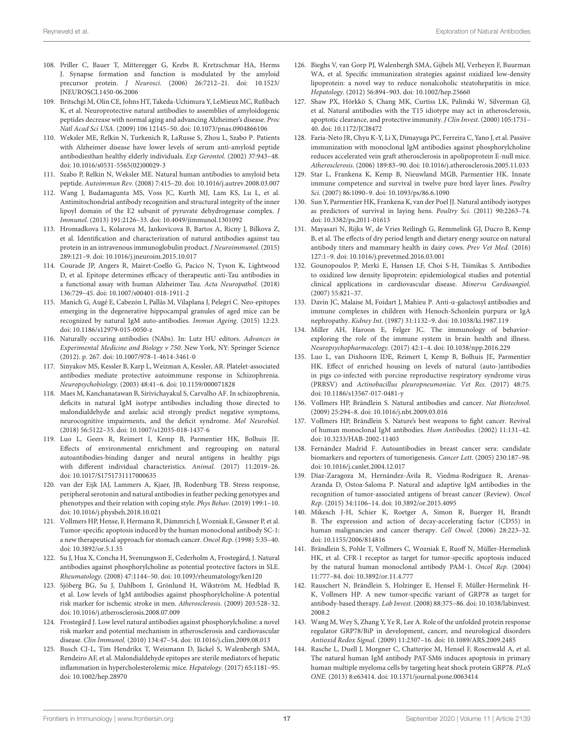108. Priller C, Bauer T, Mitteregger G, Krebs B, Kretzschmar HA, Herms J. Synapse formation and function is modulated by the amyloid precursor protein. *J Neurosci.* (2006) 26:7212–21. doi: 10.1523/JNEUROSCI.1450-06.2006

109. Britschgi M, Olin CE, Johns HT, Takeda-Uchimura Y, LeMieux MC, Rufibach K, et al. Neuroprotective natural antibodies to assemblies of amyloidogenic peptides decrease with normal aging and advancing Alzheimer's disease. *Proc Natl Acad Sci USA.* (2009) 106 12145–50. doi: 10.1073/pnas.0904866106

110. Weksler ME, Relkin N, Turkenich R, LaRusse S, Zhou L, Szabo P. Patients with Alzheimer disease have lower levels of serum anti-amyloid peptide antibodiesthan healthy elderly individuals. *Exp Gerontol.* (2002) 37:943–48. doi: 10.1016/s0531-5565(02)00029-3

111. Szabo P, Relkin N, Weksler ME. Natural human antibodies to amyloid beta peptide. *Autoimmun Rev.* (2008) 7:415–20. doi: 10.1016/j.autrev.2008.03.007

112. Wang J, Budamagunta MS, Voss JC, Kurth MJ, Lam KS, Lu L, et al. Antimitochondrial antibody recognition and structural integrity of the inner lipoyl domain of the E2 subunit of pyruvate dehydrogenase complex. *J Immunol.* (2013) 191:2126–33. doi: 10.4049/jimmunol.1301092

113. Hromadkova L, Kolarova M, Jankovicova B, Bartos A, Ricny J, Bilkova Z, et al. Identification and characterization of natural antibodies against tau protein in an intravenous immunoglobulin product. *J Neuroimmunol.* (2015) 289:121–9. doi: 10.1016/j.jneuroim.2015.10.017

114. Courade JP, Angers R, Mairet-Coello G, Pacico N, Tyson K, Lightwood D, et al. Epitope determines efficacy of therapeutic anti-Tau antibodies in a functional assay with human Alzheimer Tau. *Acta Neuropathol.* (2018) 136:729–45. doi: 10.1007/s00401-018-1911-2

115. Manich G, Augé E, Cabezón I, Pallàs M, Vilaplana J, Pelegrí C. Neo-epitopes emerging in the degenerative hippocampal granules of aged mice can be recognized by natural IgM auto-antibodies. *Immun Ageing.* (2015) 12:23. doi: 10.1186/s12979-015-0050-z

116. Naturally occuring antibodies (NAbs). In: Lutz HU editors. *Advances in Experimental Medicine and Biology v 750*. New York, NY: Springer Science (2012). p. 267. doi: 10.1007/978-1-4614-3461-0

117. Sinyakov MS, Kessler B, Karp L, Weizman A, Kessler, AR. Platelet-associated antibodies mediate protective autoimmune response in Schizophrenia. *Neuropsychobiology.* (2003) 48:41–6. doi: 10.1159/000071828

118. Maes M, Kanchanatawan B, Sirivichayakul S, Carvalho AF. In schizophrenia, deficits in natural IgM isotype antibodies including those directed to malondialdehyde and azelaic acid strongly predict negative symptoms, neurocognitive impairments, and the deficit syndrome. *Mol Neurobiol.* (2018) 56:5122–35. doi: 10.1007/s12035-018-1437-6

119. Luo L, Geers R, Reimert I, Kemp B, Parmentier HK, Bolhuis JE. Effects of environmental enrichment and regrouping on natural autoantibodies-binding danger and neural antigens in healthy pigs with different individual characteristics. *Animal.* (2017) 11:2019–26. doi: 10.1017/S1751731117000635

120. van der Eijk JAJ, Lammers A, Kjaer, JB, Rodenburg TB. Stress response, peripheral serotonin and natural antibodies in feather pecking genotypes and phenotypes and their relation with coping style. *Phys Behav.* (2019) 199:1–10. doi: 10.1016/j.physbeh.2018.10.021

121. Vollmers HP, Hense, F, Hermann R, Dämmrich J, Wozniak E, Gessner P, et al. Tumor-specific apoptosis induced by the human monoclonal antibody SC-1: a new therapeutical approach for stomach cancer. *Oncol Rep.* (1998) 5:35–40. doi: 10.3892/or.5.1.35

122. Su J, Hua X, Concha H, Svenungsson E, Cederholm A, Frostegård, J. Natural antibodies against phosphorylcholine as potential protective factors in SLE. *Rheumatology.* (2008) 47:1144–50. doi: 10.1093/rheumatology/ken120

123. Sjöberg BG, Su J, Dahlbom I, Grönlund H, Wikström M, Hedblad B, et al. Low levels of IgM antibodies against phosphorylcholine-A potential risk marker for ischemic stroke in men. *Atherosclerosis.* (2009) 203:528–32. doi: 10.1016/j.atherosclerosis.2008.07.009

124. Frostegård J. Low level natural antibodies against phosphorylcholine: a novel risk marker and potential mechanism in atherosclerosis and cardiovascular disease. *Clin Immunol.* (2010) 134:47–54. doi: 10.1016/j.clim.2009.08.013

125. Busch CJ-L, Tim Hendrikx T, Weismann D, Jäckel S, Walenbergh SMA, Rendeiro AF, et al. Malondialdehyde epitopes are sterile mediators of hepatic inflammation in hypercholesterolemic mice. *Hepatology.* (2017) 65:1181–95. doi: 10.1002/hep.28970

126. Bieghs V, van Gorp PJ, Walenbergh SMA, Gijbels MJ, Verheyen F, Buurman WA, et al. Specific immunization strategies against oxidized low-density lipoprotein: a novel way to reduce nonalcoholic steatohepatitis in mice. *Hepatology.* (2012) 56:894–903. doi: 10.1002/hep.25660

127. Shaw PX, Hörkkö S, Chang MK, Curtiss LK, Palinski W, Silverman GJ, et al. Natural antibodies with the T15 idiotype may act in atherosclerosis, apoptotic clearance, and protective immunity. *J Clin Invest.* (2000) 105:1731–40. doi: 10.1172/JCI8472

128. Faria-Neto JR, Chyu K-Y, Li X, Dimayuga PC, Ferreira C, Yano J, et al. Passive immunization with monoclonal IgM antibodies against phosphorylcholine reduces accelerated vein graft atherosclerosis in apolipoprotein E-null mice. *Atherosclerosis.* (2006) 189:83–90. doi: 10.1016/j.atherosclerosis.2005.11.033

129. Star L, Frankena K, Kemp B, Nieuwland MGB, Parmentier HK. Innate immune competence and survival in twelve pure bred layer lines. *Poultry Sci.* (2007) 86:1090–9. doi: 10.1093/ps/86.6.1090

130. Sun Y, Parmentier HK, Frankena K, van der Poel JJ. Natural antibody isotypes as predictors of survival in laying hens. *Poultry Sci.* (2011) 90:2263–74. doi: 10.3382/ps.2011-01613

131. Mayasari N, Rijks W, de Vries Reilingh G, Remmelink GJ, Ducro B, Kemp B, et al. The effects of dry period length and dietary energy source on natural antibody titers and mammary health in dairy cows. *Prev Vet Med.* (2016) 127:1–9. doi: 10.1016/j.prevetmed.2016.03.001

132. Gounopoulos P, Merki E, Hansen LF, Choi S-H, Tsimikas S. Antibodies to oxidized low density lipoprotein: epidemiological studies and potential clinical applications in cardiovascular disease. *Minerva Cardioangiol.* (2007) 55:821–37.

133. Davin JC, Malaise M, Foidart J, Mahieu P. Anti-α-galactosyl antibodies and immune complexes in children with Henoch-Schonlein purpura or IgA nephropathy. *Kidney Int.* (1987) 31:1132–9. doi: 10.1038/ki.1987.119

134. Miller AH, Haroon E, Felger JC. The immunology of behavior-exploring the role of the immune system in brain health and illness. *Neuropsychopharmacology.* (2017) 42:1–4. doi: 10.1038/npp.2016.229

135. Luo L, van Dixhoorn IDE, Reimert I, Kemp B, Bolhuis JE, Parmentier HK. Effect of enriched housing on levels of natural (auto-)antibodies in pigs co-infected with porcine reproductive respiratory syndrome virus (PRRSV) and *Actinobacillus pleuropneumoniae*. *Vet Res.* (2017) 48:75. doi: 10.1186/s13567-017-0481-y

136. Vollmers HP, Brändlein S. Natural antibodies and cancer. *Nat Biotechnol.* (2009) 25:294–8. doi: 10.1016/j.nbt.2009.03.016

137. Vollmers HP, Brändlein S. Nature's best weapons to fight cancer. Revival of human monoclonal IgM antibodies. *Hum Antibodies.* (2002) 11:131–42. doi: 10.3233/HAB-2002-11403

138. Fernández Madrid F. Autoantibodies in breast cancer sera: candidate biomarkers and reporters of tumorigenesis. *Cancer Lett.* (2005) 230:187–98. doi: 10.1016/j.canlet.2004.12.017

139. Díaz-Zaragoza M, Hernández-Ávila R, Viedma-Rodríguez R, Arenas-Aranda D, Ostoa-Saloma P. Natural and adaptive IgM antibodies in the recognition of tumor-associated antigens of breast cancer (Review). *Oncol Rep.* (2015) 34:1106–14. doi: 10.3892/or.2015.4095

140. Mikesch J-H, Schier K, Roetger A, Simon R, Buerger H, Brandt B. The expression and action of decay-accelerating factor (CD55) in human malignancies and cancer therapy. *Cell Oncol.* (2006) 28:223–32. doi: 10.1155/2006/814816

141. Brändlein S, Pohle T, Vollmers C, Wozniak E, Ruoff N, Müller-Hermelink HK, et al. CFR-1 receptor as target for tumor-specific apoptosis induced by the natural human monoclonal antibody PAM-1. *Oncol Rep.* (2004) 11:777–84. doi: 10.3892/or.11.4.777

142. Rauschert N, Brändlein S, Holzinger E, Hensel F, Müller-Hermelink H-K, Vollmers HP. A new tumor-specific variant of GRP78 as target for antibody-based therapy. *Lab Invest.* (2008) 88:375–86. doi: 10.1038/labinvest.2008.2

143. Wang M, Wey S, Zhang Y, Ye R, Lee A. Role of the unfolded protein response regulator GRP78/BiP in development, cancer, and neurological disorders *Antioxid Redox Signal.* (2009) 11:2307–16. doi: 10.1089/ARS.2009.2485

144. Rasche L, Duell J, Morgner C, Chatterjee M, Hensel F, Rosenwald A, et al. The natural human IgM antibody PAT-SM6 induces apoptosis in primary human multiple myeloma cells by targeting heat shock protein GRP78. *PLoS ONE.* (2013) 8:e63414. doi: 10.1371/journal.pone.0063414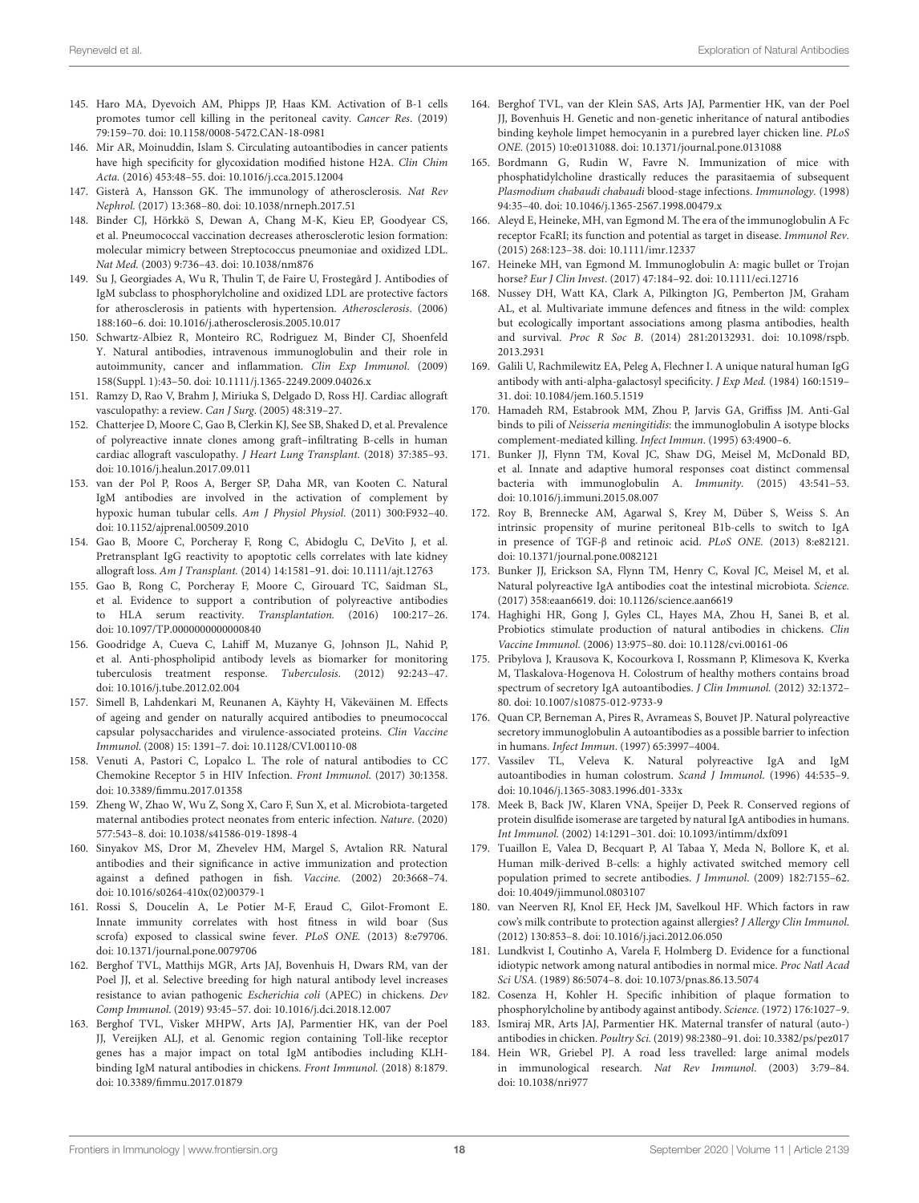145. Haro MA, Dyevoich AM, Phipps JP, Haas KM. Activation of B-1 cells promotes tumor cell killing in the peritoneal cavity. *Cancer Res*. (2019) 79:159–70. doi: 10.1158/0008-5472.CAN-18-0981

146. Mir AR, Moinuddin, Islam S. Circulating autoantibodies in cancer patients have high specificity for glycoxidation modified histone H2A. *Clin Chim Acta*. (2016) 453:48–55. doi: 10.1016/j.cca.2015.12004

147. Gisterå A, Hansson GK. The immunology of atherosclerosis. *Nat Rev Nephrol*. (2017) 13:368–80. doi: 10.1038/nrneph.2017.51

148. Binder CJ, Hörkkö S, Dewan A, Chang M-K, Kieu EP, Goodyear CS, et al. Pneumococcal vaccination decreases atherosclerotic lesion formation: molecular mimicry between Streptococcus pneumoniae and oxidized LDL. *Nat Med*. (2003) 9:736–43. doi: 10.1038/nm876

149. Su J, Georgiades A, Wu R, Thulin T, de Faire U, Frostegård J. Antibodies of IgM subclass to phosphorylcholine and oxidized LDL are protective factors for atherosclerosis in patients with hypertension. *Atherosclerosis*. (2006) 188:160–6. doi: 10.1016/j.atherosclerosis.2005.10.017

150. Schwartz-Albiez R, Monteiro RC, Rodriguez M, Binder CJ, Shoenfeld Y. Natural antibodies, intravenous immunoglobulin and their role in autoimmunity, cancer and inflammation. *Clin Exp Immunol*. (2009) 158(Suppl. 1):43–50. doi: 10.1111/j.1365-2249.2009.04026.x

151. Ramzy D, Rao V, Brahm J, Miriuka S, Delgado D, Ross HJ. Cardiac allograft vasculopathy: a review. *Can J Surg*. (2005) 48:319–27.

152. Chatterjee D, Moore C, Gao B, Clerkin KJ, See SB, Shaked D, et al. Prevalence of polyreactive innate clones among graft–infiltrating B-cells in human cardiac allograft vasculopathy. *J Heart Lung Transplant*. (2018) 37:385–93. doi: 10.1016/j.healun.2017.09.011

153. van der Pol P, Roos A, Berger SP, Daha MR, van Kooten C. Natural IgM antibodies are involved in the activation of complement by hypoxic human tubular cells. *Am J Physiol Physiol*. (2011) 300:F932–40. doi: 10.1152/ajprenal.00509.2010

154. Gao B, Moore C, Porcheray F, Rong C, Abidoglu C, DeVito J, et al. Pretransplant IgG reactivity to apoptotic cells correlates with late kidney allograft loss. *Am J Transplant*. (2014) 14:1581–91. doi: 10.1111/ajt.12763

155. Gao B, Rong C, Porcheray F, Moore C, Girouard TC, Saidman SL, et al. Evidence to support a contribution of polyreactive antibodies to HLA serum reactivity. *Transplantation*. (2016) 100:217–26. doi: 10.1097/TP.0000000000000840

156. Goodridge A, Cueva C, Lahiff M, Muzanye G, Johnson JL, Nahid P, et al. Anti-phospholipid antibody levels as biomarker for monitoring tuberculosis treatment response. *Tuberculosis*. (2012) 92:243–47. doi: 10.1016/j.tube.2012.02.004

157. Simell B, Lahdenkari M, Reunanen A, Käyhty H, Väkeväinen M. Effects of ageing and gender on naturally acquired antibodies to pneumococcal capsular polysaccharides and virulence-associated proteins. *Clin Vaccine Immunol*. (2008) 15: 1391–7. doi: 10.1128/CVI.00110-08

158. Venuti A, Pastori C, Lopalco L. The role of natural antibodies to CC Chemokine Receptor 5 in HIV Infection. *Front Immunol*. (2017) 30:1358. doi: 10.3389/fimmu.2017.01358

159. Zheng W, Zhao W, Wu Z, Song X, Caro F, Sun X, et al. Microbiota-targeted maternal antibodies protect neonates from enteric infection. *Nature*. (2020) 577:543–8. doi: 10.1038/s41586-019-1898-4

160. Sinyakov MS, Dror M, Zhevelev HM, Margel S, Avtalion RR. Natural antibodies and their significance in active immunization and protection against a defined pathogen in fish. *Vaccine*. (2002) 20:3668–74. doi: 10.1016/s0264-410x(02)00379-1

161. Rossi S, Doucelin A, Le Potier M-F, Eraud C, Gilot-Fromont E. Innate immunity correlates with host fitness in wild boar (Sus scrofa) exposed to classical swine fever. *PLoS ONE*. (2013) 8:e79706. doi: 10.1371/journal.pone.0079706

162. Berghof TVL, Matthijs MGR, Arts JAJ, Bovenhuis H, Dwars RM, van der Poel JJ, et al. Selective breeding for high natural antibody level increases resistance to avian pathogenic *Escherichia coli* (APEC) in chickens. *Dev Comp Immunol*. (2019) 93:45–57. doi: 10.1016/j.dci.2018.12.007

163. Berghof TVL, Visker MHPW, Arts JAJ, Parmentier HK, van der Poel JJ, Vereijken ALJ, et al. Genomic region containing Toll-like receptor genes has a major impact on total IgM antibodies including KLH-binding IgM natural antibodies in chickens. *Front Immunol*. (2018) 8:1879. doi: 10.3389/fimmu.2017.01879

164. Berghof TVL, van der Klein SAS, Arts JAJ, Parmentier HK, van der Poel JJ, Bovenhuis H. Genetic and non-genetic inheritance of natural antibodies binding keyhole limpet hemocyanin in a purebred layer chicken line. *PLoS ONE*. (2015) 10:e0131088. doi: 10.1371/journal.pone.0131088

165. Bordmann G, Rudin W, Favre N. Immunization of mice with phosphatidylcholine drastically reduces the parasitaemia of subsequent *Plasmodium chabaudi chabaudi* blood-stage infections. *Immunology*. (1998) 94:35–40. doi: 10.1046/j.1365-2567.1998.00479.x

166. Aleyd E, Heineke, MH, van Egmond M. The era of the immunoglobulin A Fc receptor FcaRI; its function and potential as target in disease. *Immunol Rev*. (2015) 268:123–38. doi: 10.1111/imr.12337

167. Heineke MH, van Egmond M. Immunoglobulin A: magic bullet or Trojan horse? *Eur J Clin Invest*. (2017) 47:184–92. doi: 10.1111/eci.12716

168. Nussey DH, Watt KA, Clark A, Pilkington JG, Pemberton JM, Graham AL, et al. Multivariate immune defences and fitness in the wild: complex but ecologically important associations among plasma antibodies, health and survival. *Proc R Soc B*. (2014) 281:20132931. doi: 10.1098/rspb.2013.2931

169. Galili U, Rachmilewitz EA, Peleg A, Flechner I. A unique natural human IgG antibody with anti-alpha-galactosyl specificity. *J Exp Med*. (1984) 160:1519–31. doi: 10.1084/jem.160.5.1519

170. Hamadeh RM, Estabrook MM, Zhou P, Jarvis GA, Griffiss JM. Anti-Gal binds to pili of *Neisseria meningitidis*: the immunoglobulin A isotype blocks complement-mediated killing. *Infect Immun*. (1995) 63:4900–6.

171. Bunker JJ, Flynn TM, Koval JC, Shaw DG, Meisel M, McDonald BD, et al. Innate and adaptive humoral responses coat distinct commensal bacteria with immunoglobulin A. *Immunity*. (2015) 43:541–53. doi: 10.1016/j.immuni.2015.08.007

172. Roy B, Brennecke AM, Agarwal S, Krey M, Düber S, Weiss S. An intrinsic propensity of murine peritoneal B1b-cells to switch to IgA in presence of TGF-β and retinoic acid. *PLoS ONE*. (2013) 8:e82121. doi: 10.1371/journal.pone.0082121

173. Bunker JJ, Erickson SA, Flynn TM, Henry C, Koval JC, Meisel M, et al. Natural polyreactive IgA antibodies coat the intestinal microbiota. *Science*. (2017) 358:eaan6619. doi: 10.1126/science.aan6619

174. Haghighi HR, Gong J, Gyles CL, Hayes MA, Zhou H, Sanei B, et al. Probiotics stimulate production of natural antibodies in chickens. *Clin Vaccine Immunol*. (2006) 13:975–80. doi: 10.1128/cvi.00161-06

175. Pribylova J, Krausova K, Kocourkova I, Rossmann P, Klimesova K, Kverka M, Tlaskalova-Hogenova H. Colostrum of healthy mothers contains broad spectrum of secretory IgA autoantibodies. *J Clin Immunol*. (2012) 32:1372–80. doi: 10.1007/s10875-012-9733-9

176. Quan CP, Berneman A, Pires R, Avrameas S, Bouvet JP. Natural polyreactive secretory immunoglobulin A autoantibodies as a possible barrier to infection in humans. *Infect Immun*. (1997) 65:3997–4004.

177. Vassilev TL, Veleva K. Natural polyreactive IgA and IgM autoantibodies in human colostrum. *Scand J Immunol*. (1996) 44:535–9. doi: 10.1046/j.1365-3083.1996.d01-333x

178. Meek B, Back JW, Klaren VNA, Speijer D, Peek R. Conserved regions of protein disulfide isomerase are targeted by natural IgA antibodies in humans. *Int Immunol*. (2002) 14:1291–301. doi: 10.1093/intimm/dxf091

179. Tuaillon E, Valea D, Becquart P, Al Tabaa Y, Meda N, Bollore K, et al. Human milk-derived B-cells: a highly activated switched memory cell population primed to secrete antibodies. *J Immunol*. (2009) 182:7155–62. doi: 10.4049/jimmunol.0803107

180. van Neerven RJ, Knol EF, Heck JM, Savelkoul HF. Which factors in raw cow's milk contribute to protection against allergies? *J Allergy Clin Immunol*. (2012) 130:853–8. doi: 10.1016/j.jaci.2012.06.050

181. Lundkvist I, Coutinho A, Varela F, Holmberg D. Evidence for a functional idiotypic network among natural antibodies in normal mice. *Proc Natl Acad Sci USA*. (1989) 86:5074–8. doi: 10.1073/pnas.86.13.5074

182. Cosenza H, Kohler H. Specific inhibition of plaque formation to phosphorylcholine by antibody against antibody. *Science*. (1972) 176:1027–9.

183. Ismiraj MR, Arts JAJ, Parmentier HK. Maternal transfer of natural (auto-) antibodies in chicken. *Poultry Sci*. (2019) 98:2380–91. doi: 10.3382/ps/pez017

184. Hein WR, Griebel PJ. A road less travelled: large animal models in immunological research. *Nat Rev Immunol*. (2003) 3:79–84. doi: 10.1038/nri977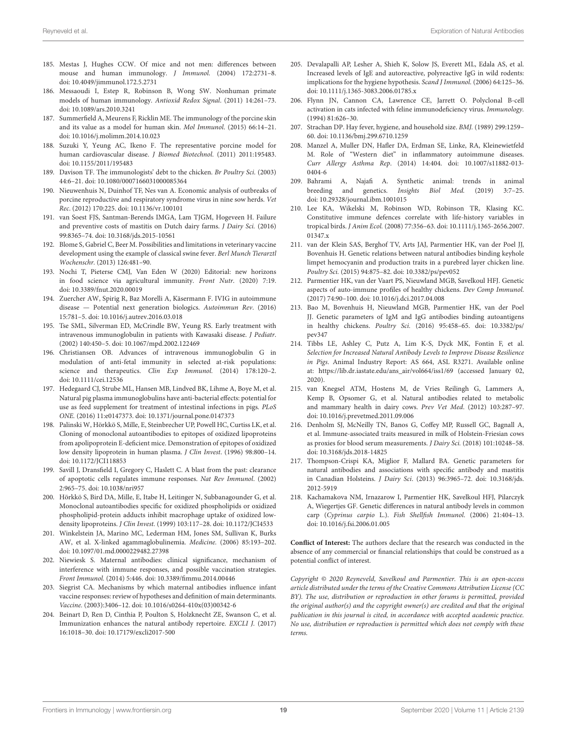185. Mestas J, Hughes CCW. Of mice and not men: differences between mouse and human immunology. *J Immunol.* (2004) 172:2731–8. doi: 10.4049/jimmunol.172.5.2731
186. Messaoudi I, Estep R, Robinson B, Wong SW. Nonhuman primate models of human immunology. *Antioxid Redox Signal*. (2011) 14:261–73. doi: 10.1089/ars.2010.3241
187. Summerfield A, Meurens F, Ricklin ME. The immunology of the porcine skin and its value as a model for human skin. *Mol Immunol.* (2015) 66:14–21. doi: 10.1016/j.molimm.2014.10.023
188. Suzuki Y, Yeung AC, Ikeno F. The representative porcine model for human cardiovascular disease. *J Biomed Biotechnol*. (2011) 2011:195483. doi: 10.1155/2011/195483
189. Davison TF. The immunologists' debt to the chicken. *Br Poultry Sci.* (2003) 44:6–21. doi: 10.1080/0007166031000085364
190. Nieuwenhuis N, Duinhof TF, Nes van A. Economic analysis of outbreaks of porcine reproductive and respiratory syndrome virus in nine sow herds. *Vet Rec*. (2012) 170:225. doi: 10.1136/vr.100101
191. van Soest FJS, Santman-Berends IMGA, Lam TJGM, Hogeveen H. Failure and preventive costs of mastitis on Dutch dairy farms. *J Dairy Sci.* (2016) 99:8365–74. doi: 10.3168/jds.2015-10561
192. Blome S, Gabriel C, Beer M. Possibilities and limitations in veterinary vaccine development using the example of classical swine fever. *Berl Munch Tierarztl Wochenschr.* (2013) 126:481–90.
193. Nochi T, Pieterse CMJ, Van Eden W (2020) Editorial: new horizons in food science via agricultural immunity. *Front Nutr*. (2020) 7:19. doi: 10.3389/fnut.2020.00019
194. Zuercher AW, Spirig R, Baz Morelli A, Käsermann F. IVIG in autoimmune disease — Potential next generation biologics. *Autoimmun Rev*. (2016) 15:781–5. doi: 10.1016/j.autrev.2016.03.018
195. Tse SML, Silverman ED, McCrindle BW, Yeung RS. Early treatment with intravenous immunoglobulin in patients with Kawasaki disease. *J Pediatr*. (2002) 140:450–5. doi: 10.1067/mpd.2002.122469
196. Christiansen OB. Advances of intravenous immunoglobulin G in modulation of anti-fetal immunity in selected at-risk populations: science and therapeutics. *Clin Exp Immunol.* (2014) 178:120–2. doi: 10.1111/cei.12536
197. Hedegaard CJ, Strube ML, Hansen MB, Lindved BK, Lihme A, Boye M, et al. Natural pig plasma immunoglobulins have anti-bacterial effects: potential for use as feed supplement for treatment of intestinal infections in pigs. *PLoS ONE.* (2016) 11:e0147373. doi: 10.1371/journal.pone.0147373
198. Palinski W, Hörkkö S, Mille, E, Steinbrecher UP, Powell HC, Curtiss LK, et al. Cloning of monoclonal autoantibodies to epitopes of oxidized lipoproteins from apolipoprotein E-deficient mice. Demonstration of epitopes of oxidized low density lipoprotein in human plasma. *J Clin Invest*. (1996) 98:800–14. doi: 10.1172/JCI118853
199. Savill J, Dransfield I, Gregory C, Haslett C. A blast from the past: clearance of apoptotic cells regulates immune responses. *Nat Rev Immunol*. (2002) 2:965–75. doi: 10.1038/nri957
200. Hörkkö S, Bird DA, Mille, E, Itabe H, Leitinger N, Subbanagounder G, et al. Monoclonal autoantibodies specific for oxidized phospholipids or oxidized phospholipid-protein adducts inhibit macrophage uptake of oxidized low-density lipoproteins. *J Clin Invest.* (1999) 103:117–28. doi: 10.1172/JCI4533
201. Winkelstein JA, Marino MC, Lederman HM, Jones SM, Sullivan K, Burks AW, et al. X-linked agammaglobulinemia. *Medicine.* (2006) 85:193–202. doi: 10.1097/01.md.0000229482.27398
202. Niewiesk S. Maternal antibodies: clinical significance, mechanism of interference with immune responses, and possible vaccination strategies. *Front Immunol.* (2014) 5:446. doi: 10.3389/fimmu.2014.00446
203. Siegrist CA. Mechanisms by which maternal antibodies influence infant vaccine responses: review of hypotheses and definition of main determinants. *Vaccine.* (2003):3406–12. doi: 10.1016/s0264-410x(03)00342-6
204. Beinart D, Ren D, Cinthia P, Poulton S, Holzknecht ZE, Swanson C, et al. Immunization enhances the natural antibody repertoire. *EXCLI J*. (2017) 16:1018–30. doi: 10.17179/excli2017-500
205. Devalapalli AP, Lesher A, Shieh K, Solow JS, Everett ML, Edala AS, et al. Increased levels of IgE and autoreactive, polyreactive IgG in wild rodents: implications for the hygiene hypothesis. *Scand J Immunol.* (2006) 64:125–36. doi: 10.1111/j.1365-3083.2006.01785.x
206. Flynn JN, Cannon CA, Lawrence CE, Jarrett O. Polyclonal B-cell activation in cats infected with feline immunodeficiency virus. *Immunology*. (1994) 81:626–30.
207. Strachan DP. Hay fever, hygiene, and household size. *BMJ.* (1989) 299:1259–60. doi: 10.1136/bmj.299.6710.1259
208. Manzel A, Muller DN, Hafler DA, Erdman SE, Linke, RA, Kleinewietfeld M. Role of "Western diet" in inflammatory autoimmune diseases. *Curr Allergy Asthma Rep*. (2014) 14:404. doi: 10.1007/s11882-013-0404-6
209. Bahrami A, Najafi A. Synthetic animal: trends in animal breeding and genetics. *Insights Biol Med.* (2019) 3:7–25. doi: 10.29328/journal.ibm.1001015
210. Lee KA, Wikelski M, Robinson WD, Robinson TR, Klasing KC. Constitutive immune defences correlate with life-history variables in tropical birds. *J Anim Ecol.* (2008) 77:356–63. doi: 10.1111/j.1365-2656.2007.01347.x
211. van der Klein SAS, Berghof TV, Arts JAJ, Parmentier HK, van der Poel JJ, Bovenhuis H. Genetic relations between natural antibodies binding keyhole limpet hemocyanin and production traits in a purebred layer chicken line. *Poultry Sci.* (2015) 94:875–82. doi: 10.3382/ps/pev052
212. Parmentier HK, van der Vaart PS, Nieuwland MGB, Savelkoul HFJ. Genetic aspects of auto-immune profiles of healthy chickens. *Dev Comp Immunol.* (2017) 74:90–100. doi: 10.1016/j.dci.2017.04.008
213. Bao M, Bovenhuis H, Nieuwland MGB, Parmentier HK, van der Poel JJ. Genetic parameters of IgM and IgG antibodies binding autoantigens in healthy chickens. *Poultry Sci.* (2016) 95:458–65. doi: 10.3382/ps/pev347
214. Tibbs LE, Ashley C, Putz A, Lim K-S, Dyck MK, Fontin F, et al. *Selection for Increased Natural Antibody Levels to Improve Disease Resilience in Pigs*. Animal Industry Report: AS 664, ASL R3271. Available online at: https://lib.dr.iastate.edu/ans_air/vol664/iss1/69 (accessed January 02, 2020).
215. van Knegsel ATM, Hostens M, de Vries Reilingh G, Lammers A, Kemp B, Opsomer G, et al. Natural antibodies related to metabolic and mammary health in dairy cows. *Prev Vet Med*. (2012) 103:287–97. doi: 10.1016/j.prevetmed.2011.09.006
216. Denholm SJ, McNeilly TN, Banos G, Coffey MP, Russell GC, Bagnall A, et al. Immune-associated traits measured in milk of Holstein-Friesian cows as proxies for blood serum measurements. *J Dairy Sci.* (2018) 101:10248–58. doi: 10.3168/jds.2018-14825
217. Thompson-Crispi KA, Miglior F, Mallard BA. Genetic parameters for natural antibodies and associations with specific antibody and mastitis in Canadian Holsteins. *J Dairy Sci*. (2013) 96:3965–72. doi: 10.3168/jds.2012-5919
218. Kachamakova NM, Irnazarow I, Parmentier HK, Savelkoul HFJ, Pilarczyk A, Wiegertjes GF. Genetic differences in natural antibody levels in common carp (*Cyprinus carpio* L.). *Fish Shellfish Immunol.* (2006) 21:404–13. doi: 10.1016/j.fsi.2006.01.005

**Conflict of Interest:** The authors declare that the research was conducted in the absence of any commercial or financial relationships that could be construed as a potential conflict of interest.

*Copyright © 2020 Reyneveld, Savelkoul and Parmentier. This is an open-access article distributed under the terms of the Creative Commons Attribution License (CC BY). The use, distribution or reproduction in other forums is permitted, provided the original author(s) and the copyright owner(s) are credited and that the original publication in this journal is cited, in accordance with accepted academic practice. No use, distribution or reproduction is permitted which does not comply with these terms.*